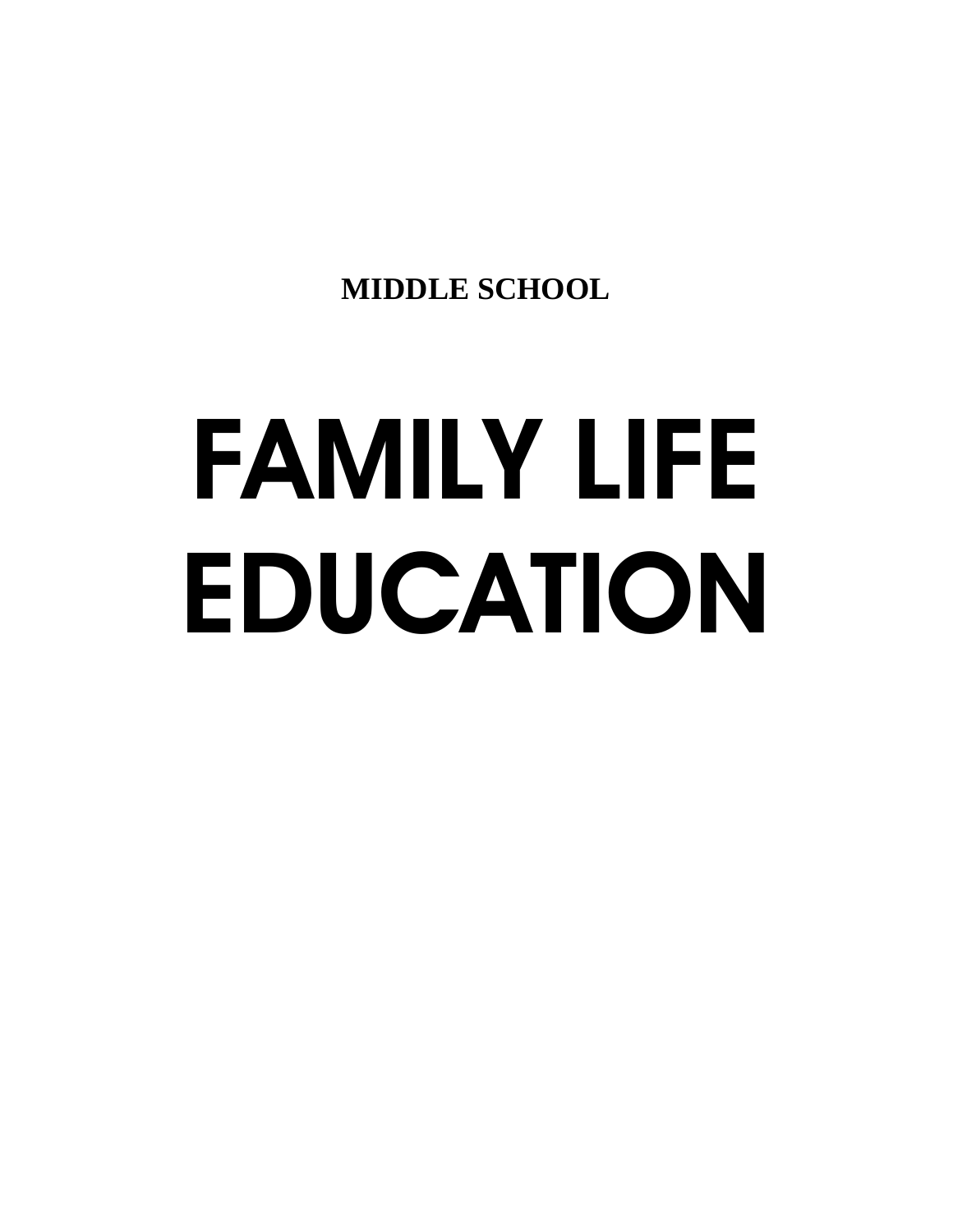**MIDDLE SCHOOL**

# FAMILY LIFE EDUCATION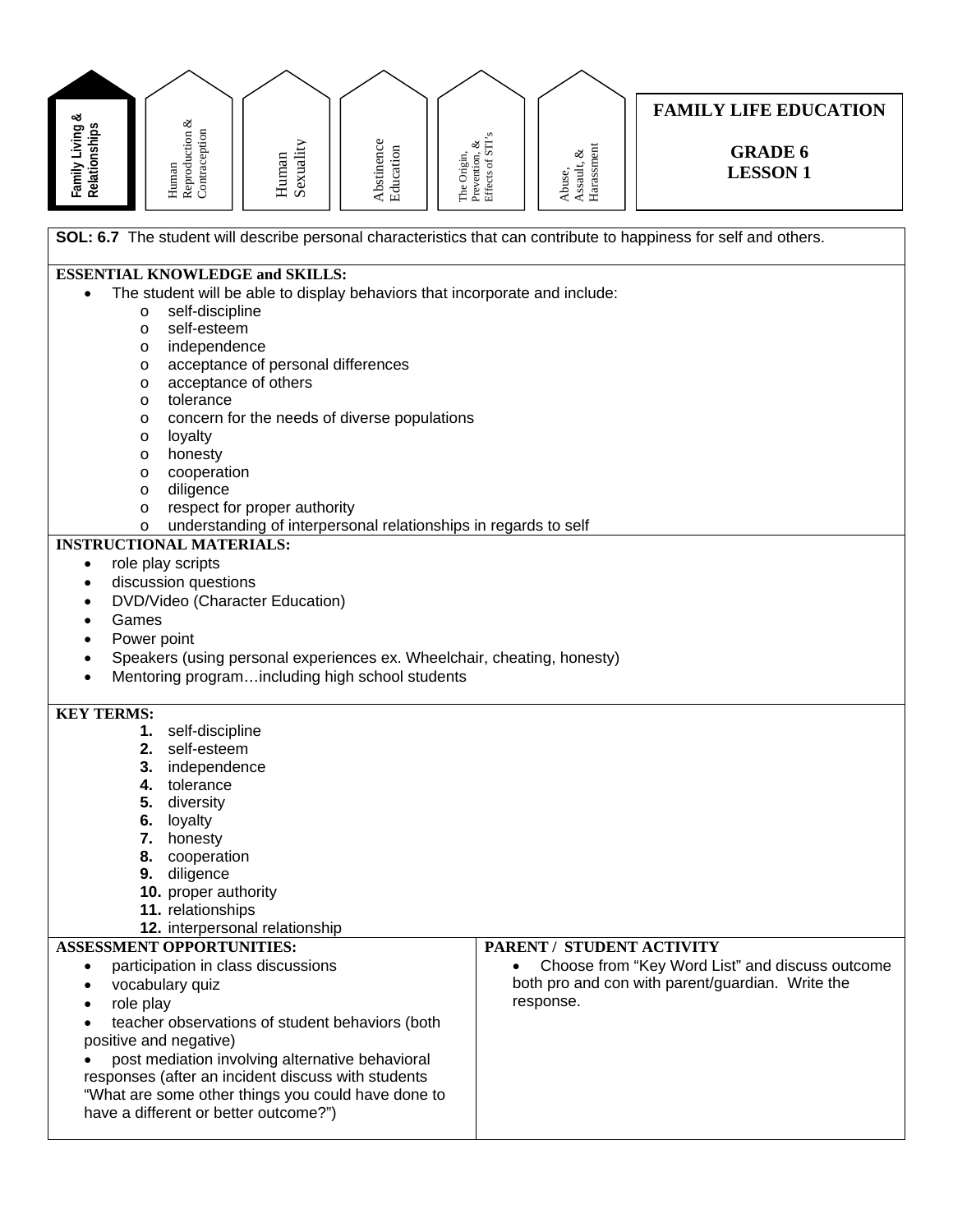Family Living & Relationships | Human Reproduction & Contraception | Human Sexuality | Abstinence Education | The Origin, Prevention, & Effects of STI's | Abuse, Assault, & Harassment

# FAMILY LIFE EDUCATION

## GRADE 6
## LESSON 1

**SOL: 6.7** The student will describe personal characteristics that can contribute to happiness for self and others.

**ESSENTIAL KNOWLEDGE and SKILLS:**

- The student will be able to display behaviors that incorporate and include:
  - self-discipline
  - self-esteem
  - independence
  - acceptance of personal differences
  - acceptance of others
  - tolerance
  - concern for the needs of diverse populations
  - loyalty
  - honesty
  - cooperation
  - diligence
  - respect for proper authority
  - understanding of interpersonal relationships in regards to self

**INSTRUCTIONAL MATERIALS:**

- role play scripts
- discussion questions
- DVD/Video (Character Education)
- Games
- Power point
- Speakers (using personal experiences ex. Wheelchair, cheating, honesty)
- Mentoring program…including high school students

**KEY TERMS:**

1. self-discipline
2. self-esteem
3. independence
4. tolerance
5. diversity
6. loyalty
7. honesty
8. cooperation
9. diligence
10. proper authority
11. relationships
12. interpersonal relationship

**ASSESSMENT OPPORTUNITIES:**

- participation in class discussions
- vocabulary quiz
- role play
- teacher observations of student behaviors (both positive and negative)
- post mediation involving alternative behavioral responses (after an incident discuss with students "What are some other things you could have done to have a different or better outcome?")

**PARENT / STUDENT ACTIVITY**

- Choose from "Key Word List" and discuss outcome both pro and con with parent/guardian. Write the response.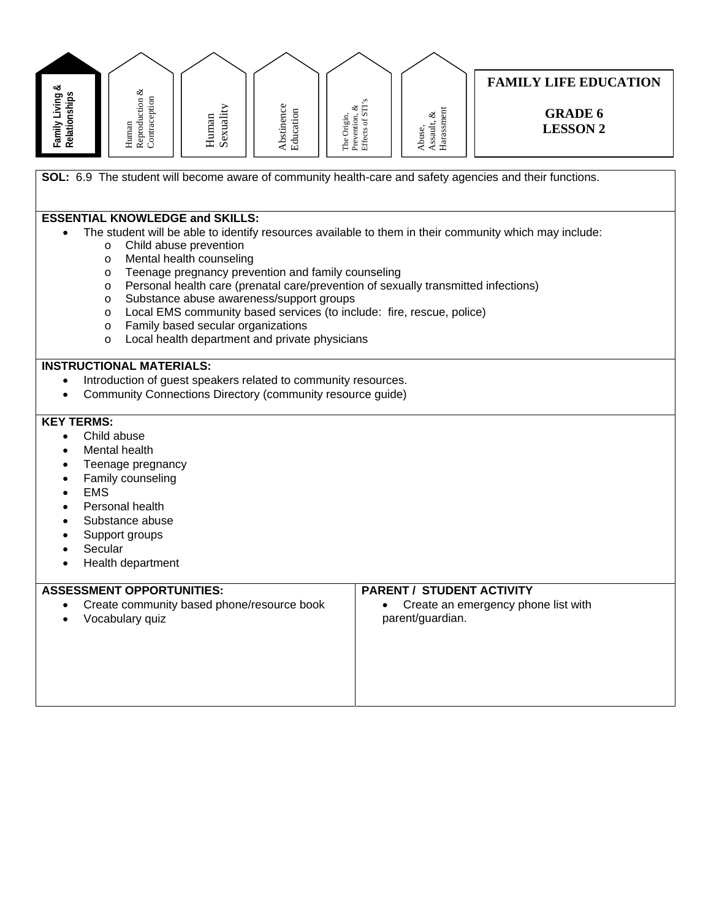Family Living & Relationships | Human Reproduction & Contraception | Human Sexuality | Abstinence Education | The Origin, Prevention, & Effects of STI's | Abuse, Assault, & Harassment

# FAMILY LIFE EDUCATION

## GRADE 6
## LESSON 2

**SOL:** 6.9 The student will become aware of community health-care and safety agencies and their functions.

**ESSENTIAL KNOWLEDGE and SKILLS:**

- The student will be able to identify resources available to them in their community which may include:
  - Child abuse prevention
  - Mental health counseling
  - Teenage pregnancy prevention and family counseling
  - Personal health care (prenatal care/prevention of sexually transmitted infections)
  - Substance abuse awareness/support groups
  - Local EMS community based services (to include: fire, rescue, police)
  - Family based secular organizations
  - Local health department and private physicians

**INSTRUCTIONAL MATERIALS:**

- Introduction of guest speakers related to community resources.
- Community Connections Directory (community resource guide)

**KEY TERMS:**

- Child abuse
- Mental health
- Teenage pregnancy
- Family counseling
- EMS
- Personal health
- Substance abuse
- Support groups
- Secular
- Health department

| ASSESSMENT OPPORTUNITIES: | PARENT / STUDENT ACTIVITY |
|---|---|
| • Create community based phone/resource book<br>• Vocabulary quiz | • Create an emergency phone list with parent/guardian. |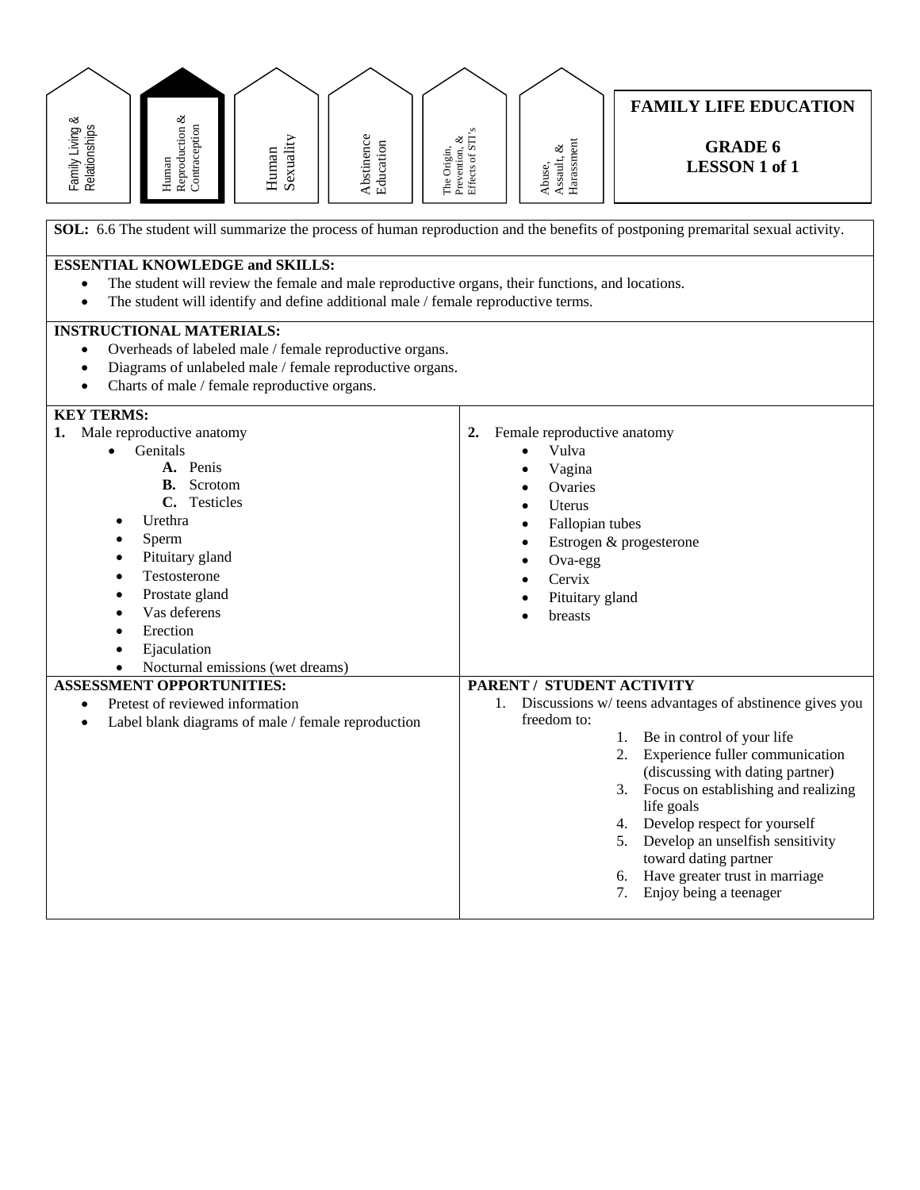Family Living & Relationships | **Human Reproduction & Contraception** | Human Sexuality | Abstinence Education | The Origin, Prevention, & Effects of STI's | Abuse, Assault, & Harassment

# FAMILY LIFE EDUCATION

## GRADE 6
## LESSON 1 of 1

**SOL:** 6.6 The student will summarize the process of human reproduction and the benefits of postponing premarital sexual activity.

**ESSENTIAL KNOWLEDGE and SKILLS:**

- The student will review the female and male reproductive organs, their functions, and locations.
- The student will identify and define additional male / female reproductive terms.

**INSTRUCTIONAL MATERIALS:**

- Overheads of labeled male / female reproductive organs.
- Diagrams of unlabeled male / female reproductive organs.
- Charts of male / female reproductive organs.

**KEY TERMS:**

**1.** Male reproductive anatomy

- Genitals
  - **A.** Penis
  - **B.** Scrotom
  - **C.** Testicles
- Urethra
- Sperm
- Pituitary gland
- Testosterone
- Prostate gland
- Vas deferens
- Erection
- Ejaculation
- Nocturnal emissions (wet dreams)

**2.** Female reproductive anatomy

- Vulva
- Vagina
- Ovaries
- Uterus
- Fallopian tubes
- Estrogen & progesterone
- Ova-egg
- Cervix
- Pituitary gland
- breasts

**ASSESSMENT OPPORTUNITIES:**

- Pretest of reviewed information
- Label blank diagrams of male / female reproduction

**PARENT / STUDENT ACTIVITY**

1. Discussions w/ teens advantages of abstinence gives you freedom to:
   1. Be in control of your life
   2. Experience fuller communication (discussing with dating partner)
   3. Focus on establishing and realizing life goals
   4. Develop respect for yourself
   5. Develop an unselfish sensitivity toward dating partner
   6. Have greater trust in marriage
   7. Enjoy being a teenager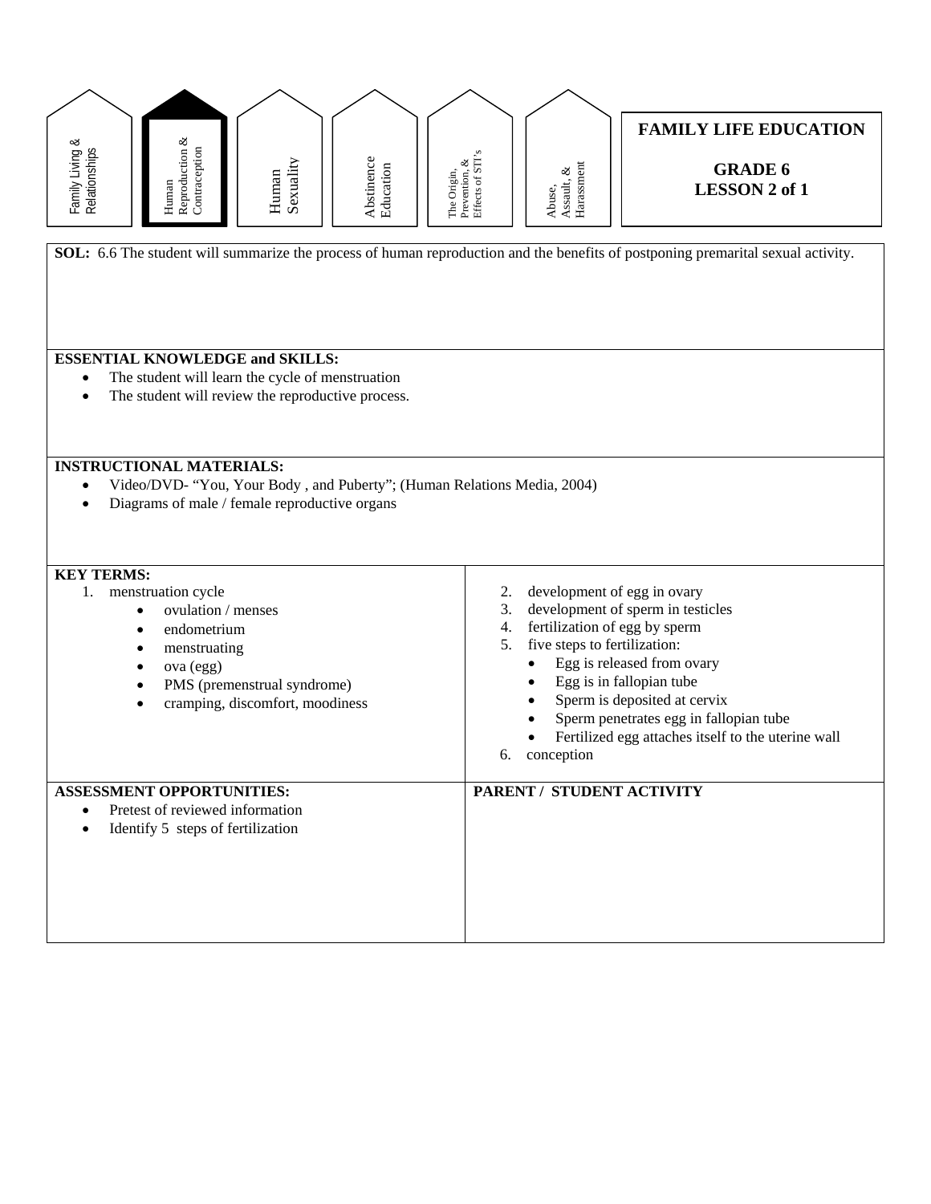Family Living & Relationships | **Human Reproduction & Contraception** | Human Sexuality | Abstinence Education | The Origin, Prevention, & Effects of STI's | Abuse, Assault, & Harassment

# FAMILY LIFE EDUCATION

## GRADE 6
## LESSON 2 of 1

**SOL:** 6.6 The student will summarize the process of human reproduction and the benefits of postponing premarital sexual activity.

**ESSENTIAL KNOWLEDGE and SKILLS:**

- The student will learn the cycle of menstruation
- The student will review the reproductive process.

**INSTRUCTIONAL MATERIALS:**

- Video/DVD- "You, Your Body , and Puberty"; (Human Relations Media, 2004)
- Diagrams of male / female reproductive organs

**KEY TERMS:**

1. menstruation cycle
   - ovulation / menses
   - endometrium
   - menstruating
   - ova (egg)
   - PMS (premenstrual syndrome)
   - cramping, discomfort, moodiness
2. development of egg in ovary
3. development of sperm in testicles
4. fertilization of egg by sperm
5. five steps to fertilization:
   - Egg is released from ovary
   - Egg is in fallopian tube
   - Sperm is deposited at cervix
   - Sperm penetrates egg in fallopian tube
   - Fertilized egg attaches itself to the uterine wall
6. conception

**ASSESSMENT OPPORTUNITIES:**

- Pretest of reviewed information
- Identify 5 steps of fertilization

**PARENT / STUDENT ACTIVITY**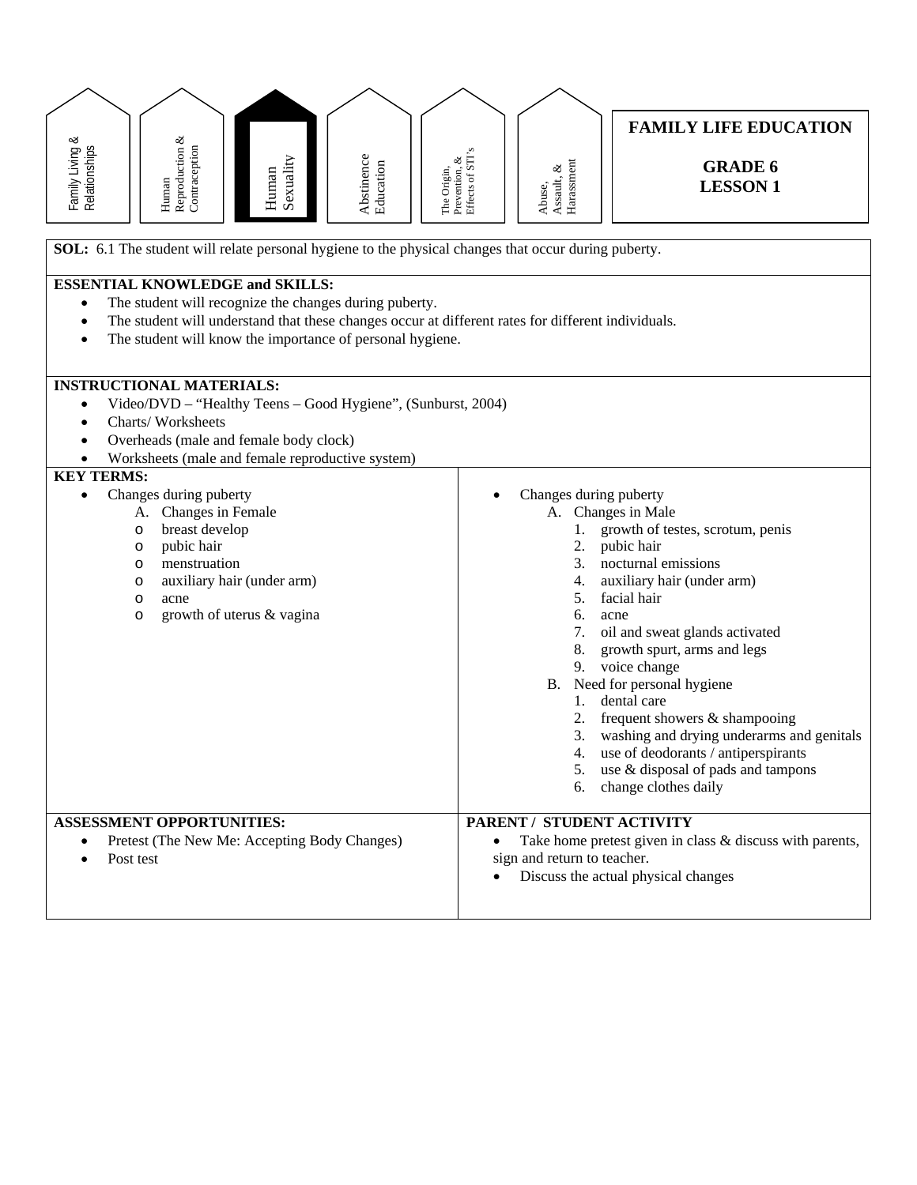Family Living & Relationships | Human Reproduction & Contraception | **Human Sexuality** | Abstinence Education | The Origin, Prevention, & Effects of STI's | Abuse, Assault, & Harassment

## FAMILY LIFE EDUCATION

## GRADE 6
## LESSON 1

**SOL:** 6.1 The student will relate personal hygiene to the physical changes that occur during puberty.

**ESSENTIAL KNOWLEDGE and SKILLS:**

- The student will recognize the changes during puberty.
- The student will understand that these changes occur at different rates for different individuals.
- The student will know the importance of personal hygiene.

**INSTRUCTIONAL MATERIALS:**

- Video/DVD – "Healthy Teens – Good Hygiene", (Sunburst, 2004)
- Charts/ Worksheets
- Overheads (male and female body clock)
- Worksheets (male and female reproductive system)

**KEY TERMS:**

- Changes during puberty
  - A. Changes in Female
    - breast develop
    - pubic hair
    - menstruation
    - auxiliary hair (under arm)
    - acne
    - growth of uterus & vagina

- Changes during puberty
  - A. Changes in Male
    1. growth of testes, scrotum, penis
    2. pubic hair
    3. nocturnal emissions
    4. auxiliary hair (under arm)
    5. facial hair
    6. acne
    7. oil and sweat glands activated
    8. growth spurt, arms and legs
    9. voice change
  - B. Need for personal hygiene
    1. dental care
    2. frequent showers & shampooing
    3. washing and drying underarms and genitals
    4. use of deodorants / antiperspirants
    5. use & disposal of pads and tampons
    6. change clothes daily

**ASSESSMENT OPPORTUNITIES:**

- Pretest (The New Me: Accepting Body Changes)
- Post test

**PARENT / STUDENT ACTIVITY**

- Take home pretest given in class & discuss with parents, sign and return to teacher.
- Discuss the actual physical changes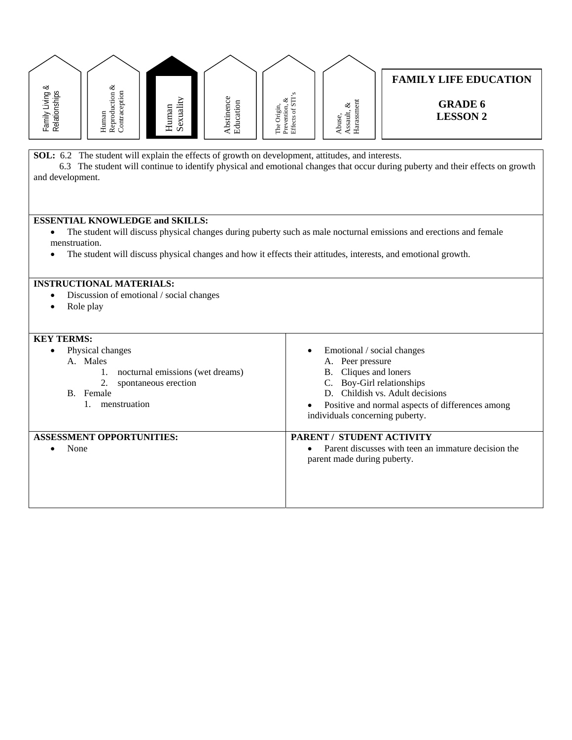Family Living & Relationships | Human Reproduction & Contraception | **Human Sexuality** | Abstinence Education | The Origin, Prevention, & Effects of STI's | Abuse, Assault, & Harassment

## FAMILY LIFE EDUCATION

## GRADE 6
## LESSON 2

**SOL:** 6.2 The student will explain the effects of growth on development, attitudes, and interests.
6.3 The student will continue to identify physical and emotional changes that occur during puberty and their effects on growth and development.

**ESSENTIAL KNOWLEDGE and SKILLS:**

- The student will discuss physical changes during puberty such as male nocturnal emissions and erections and female menstruation.
- The student will discuss physical changes and how it effects their attitudes, interests, and emotional growth.

**INSTRUCTIONAL MATERIALS:**

- Discussion of emotional / social changes
- Role play

**KEY TERMS:**

- Physical changes
  - A. Males
    1. nocturnal emissions (wet dreams)
    2. spontaneous erection
  - B. Female
    1. menstruation
- Emotional / social changes
  - A. Peer pressure
  - B. Cliques and loners
  - C. Boy-Girl relationships
  - D. Childish vs. Adult decisions
- Positive and normal aspects of differences among individuals concerning puberty.

**ASSESSMENT OPPORTUNITIES:**

- None

**PARENT / STUDENT ACTIVITY**

- Parent discusses with teen an immature decision the parent made during puberty.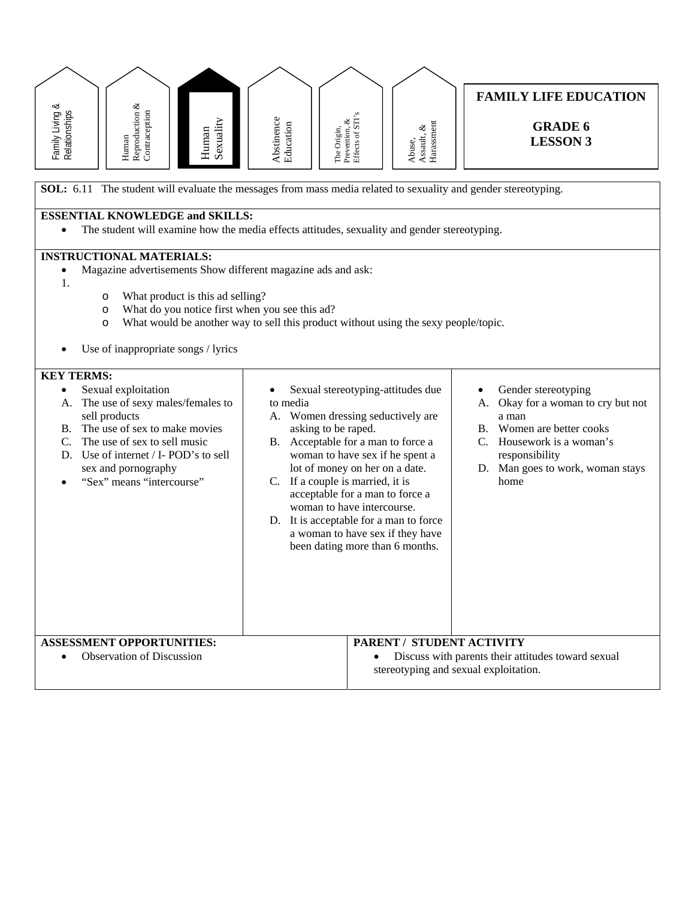Family Living & Relationships | Human Reproduction & Contraception | **Human Sexuality** | Abstinence Education | The Origin, Prevention, & Effects of STI's | Abuse, Assault, & Harassment

# FAMILY LIFE EDUCATION

## GRADE 6
## LESSON 3

**SOL:** 6.11 The student will evaluate the messages from mass media related to sexuality and gender stereotyping.

**ESSENTIAL KNOWLEDGE and SKILLS:**

- The student will examine how the media effects attitudes, sexuality and gender stereotyping.

**INSTRUCTIONAL MATERIALS:**

- Magazine advertisements Show different magazine ads and ask:

1.
   - What product is this ad selling?
   - What do you notice first when you see this ad?
   - What would be another way to sell this product without using the sexy people/topic.

- Use of inappropriate songs / lyrics

**KEY TERMS:**

- Sexual exploitation
  - A. The use of sexy males/females to sell products
  - B. The use of sex to make movies
  - C. The use of sex to sell music
  - D. Use of internet / I- POD's to sell sex and pornography
- "Sex" means "intercourse"

- Sexual stereotyping-attitudes due to media
  - A. Women dressing seductively are asking to be raped.
  - B. Acceptable for a man to force a woman to have sex if he spent a lot of money on her on a date.
  - C. If a couple is married, it is acceptable for a man to force a woman to have intercourse.
  - D. It is acceptable for a man to force a woman to have sex if they have been dating more than 6 months.

- Gender stereotyping
  - A. Okay for a woman to cry but not a man
  - B. Women are better cooks
  - C. Housework is a woman's responsibility
  - D. Man goes to work, woman stays home

**ASSESSMENT OPPORTUNITIES:**

- Observation of Discussion

**PARENT / STUDENT ACTIVITY**

- Discuss with parents their attitudes toward sexual stereotyping and sexual exploitation.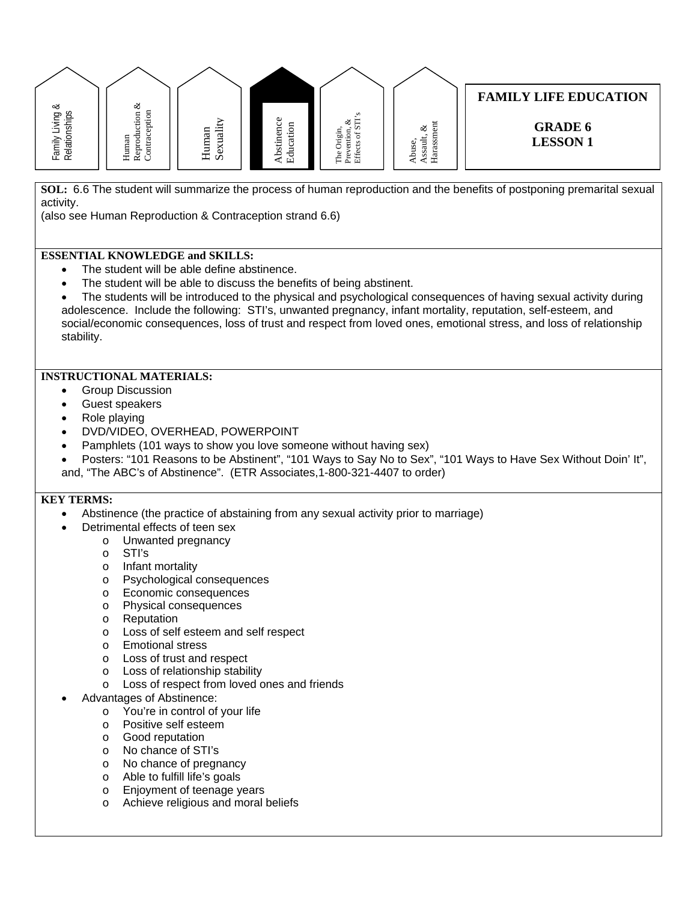Family Living & Relationships | Human Reproduction & Contraception | Human Sexuality | **Abstinence Education** | The Origin, Prevention, & Effects of STI's | Abuse, Assault, & Harassment

# FAMILY LIFE EDUCATION

## GRADE 6
## LESSON 1

**SOL:** 6.6 The student will summarize the process of human reproduction and the benefits of postponing premarital sexual activity.
(also see Human Reproduction & Contraception strand 6.6)

**ESSENTIAL KNOWLEDGE and SKILLS:**

- The student will be able define abstinence.
- The student will be able to discuss the benefits of being abstinent.
- The students will be introduced to the physical and psychological consequences of having sexual activity during adolescence. Include the following: STI's, unwanted pregnancy, infant mortality, reputation, self-esteem, and social/economic consequences, loss of trust and respect from loved ones, emotional stress, and loss of relationship stability.

**INSTRUCTIONAL MATERIALS:**

- Group Discussion
- Guest speakers
- Role playing
- DVD/VIDEO, OVERHEAD, POWERPOINT
- Pamphlets (101 ways to show you love someone without having sex)
- Posters: "101 Reasons to be Abstinent", "101 Ways to Say No to Sex", "101 Ways to Have Sex Without Doin' It", and, "The ABC's of Abstinence". (ETR Associates,1-800-321-4407 to order)

**KEY TERMS:**

- Abstinence (the practice of abstaining from any sexual activity prior to marriage)
- Detrimental effects of teen sex
  - Unwanted pregnancy
  - STI's
  - Infant mortality
  - Psychological consequences
  - Economic consequences
  - Physical consequences
  - Reputation
  - Loss of self esteem and self respect
  - Emotional stress
  - Loss of trust and respect
  - Loss of relationship stability
  - Loss of respect from loved ones and friends
- Advantages of Abstinence:
  - You're in control of your life
  - Positive self esteem
  - Good reputation
  - No chance of STI's
  - No chance of pregnancy
  - Able to fulfill life's goals
  - Enjoyment of teenage years
  - Achieve religious and moral beliefs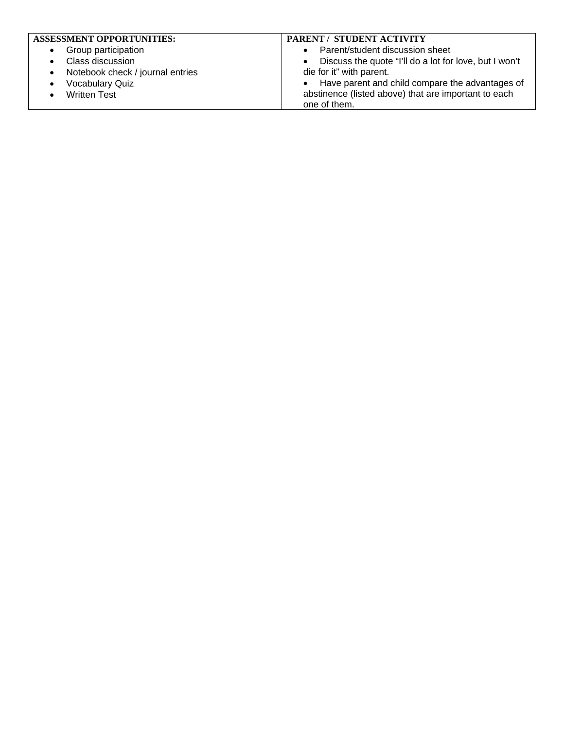| ASSESSMENT OPPORTUNITIES: | PARENT / STUDENT ACTIVITY |
| --- | --- |
| • Group participation<br>• Class discussion<br>• Notebook check / journal entries<br>• Vocabulary Quiz<br>• Written Test | • Parent/student discussion sheet<br>• Discuss the quote "I'll do a lot for love, but I won't die for it" with parent.<br>• Have parent and child compare the advantages of abstinence (listed above) that are important to each one of them. |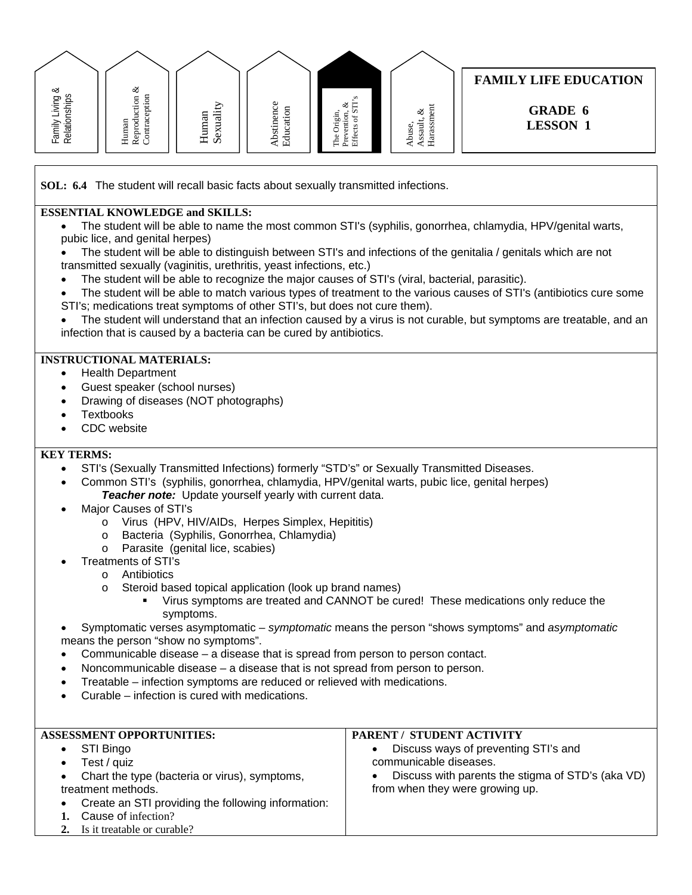Family Living & Relationships | Human Reproduction & Contraception | Human Sexuality | Abstinence Education | **The Origin, Prevention, & Effects of STI's** | Abuse, Assault, & Harassment

**FAMILY LIFE EDUCATION**

**GRADE 6**
**LESSON 1**

**SOL: 6.4** The student will recall basic facts about sexually transmitted infections.

**ESSENTIAL KNOWLEDGE and SKILLS:**

- The student will be able to name the most common STI's (syphilis, gonorrhea, chlamydia, HPV/genital warts, pubic lice, and genital herpes)
- The student will be able to distinguish between STI's and infections of the genitalia / genitals which are not transmitted sexually (vaginitis, urethritis, yeast infections, etc.)
- The student will be able to recognize the major causes of STI's (viral, bacterial, parasitic).
- The student will be able to match various types of treatment to the various causes of STI's (antibiotics cure some STI's; medications treat symptoms of other STI's, but does not cure them).
- The student will understand that an infection caused by a virus is not curable, but symptoms are treatable, and an infection that is caused by a bacteria can be cured by antibiotics.

**INSTRUCTIONAL MATERIALS:**

- Health Department
- Guest speaker (school nurses)
- Drawing of diseases (NOT photographs)
- Textbooks
- CDC website

**KEY TERMS:**

- STI's (Sexually Transmitted Infections) formerly "STD's" or Sexually Transmitted Diseases.
- Common STI's (syphilis, gonorrhea, chlamydia, HPV/genital warts, pubic lice, genital herpes)
  ***Teacher note:*** Update yourself yearly with current data.
- Major Causes of STI's
  - Virus (HPV, HIV/AIDs, Herpes Simplex, Hepititis)
  - Bacteria (Syphilis, Gonorrhea, Chlamydia)
  - Parasite (genital lice, scabies)
- Treatments of STI's
  - Antibiotics
  - Steroid based topical application (look up brand names)
    - Virus symptoms are treated and CANNOT be cured! These medications only reduce the symptoms.
- Symptomatic verses asymptomatic – *symptomatic* means the person "shows symptoms" and *asymptomatic* means the person "show no symptoms".
- Communicable disease – a disease that is spread from person to person contact.
- Noncommunicable disease – a disease that is not spread from person to person.
- Treatable – infection symptoms are reduced or relieved with medications.
- Curable – infection is cured with medications.

**ASSESSMENT OPPORTUNITIES:**

- STI Bingo
- Test / quiz
- Chart the type (bacteria or virus), symptoms, treatment methods.
- Create an STI providing the following information:

1. Cause of infection?
2. Is it treatable or curable?

**PARENT / STUDENT ACTIVITY**

- Discuss ways of preventing STI's and communicable diseases.
- Discuss with parents the stigma of STD's (aka VD) from when they were growing up.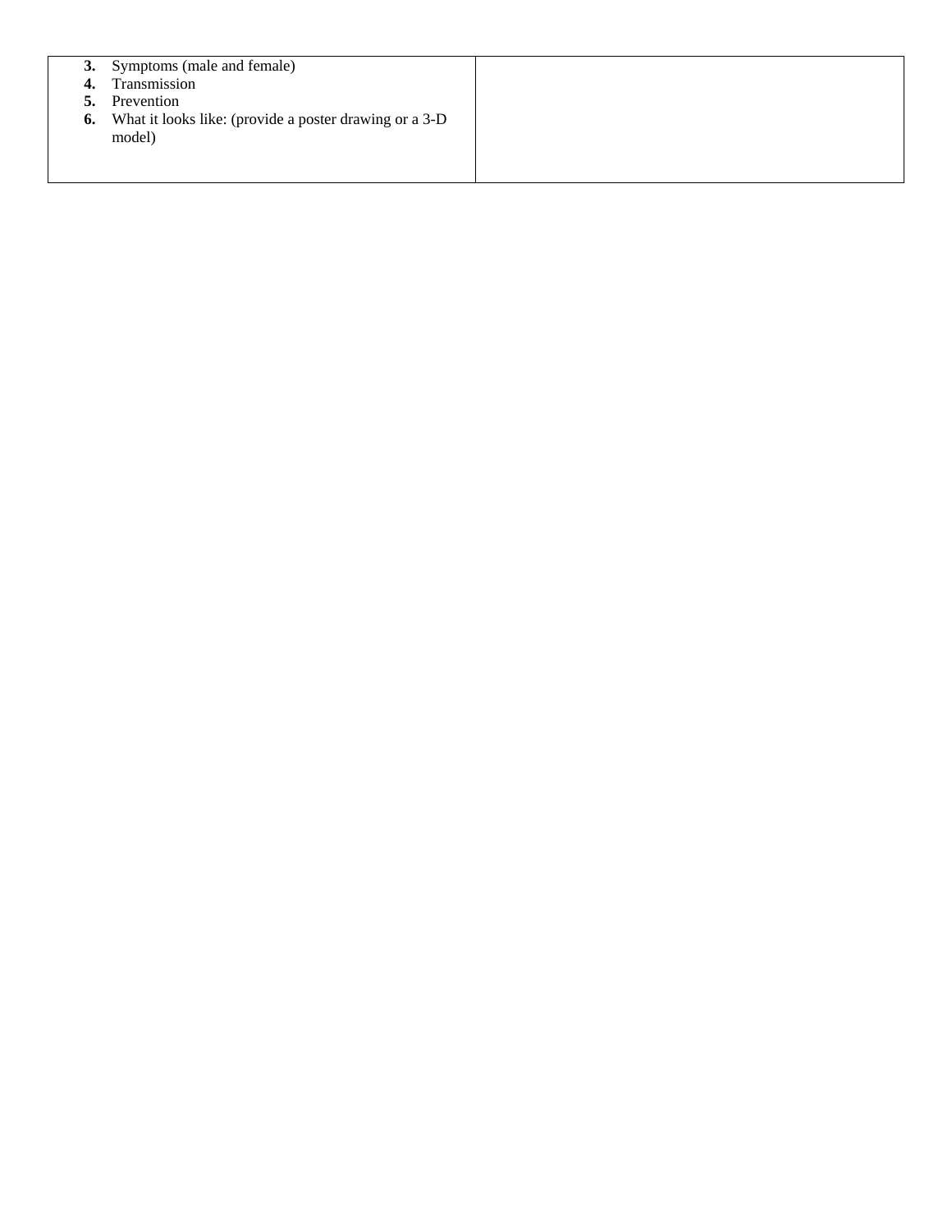| | |
|---|---|
| **3.** Symptoms (male and female)<br>**4.** Transmission<br>**5.** Prevention<br>**6.** What it looks like: (provide a poster drawing or a 3-D model) | |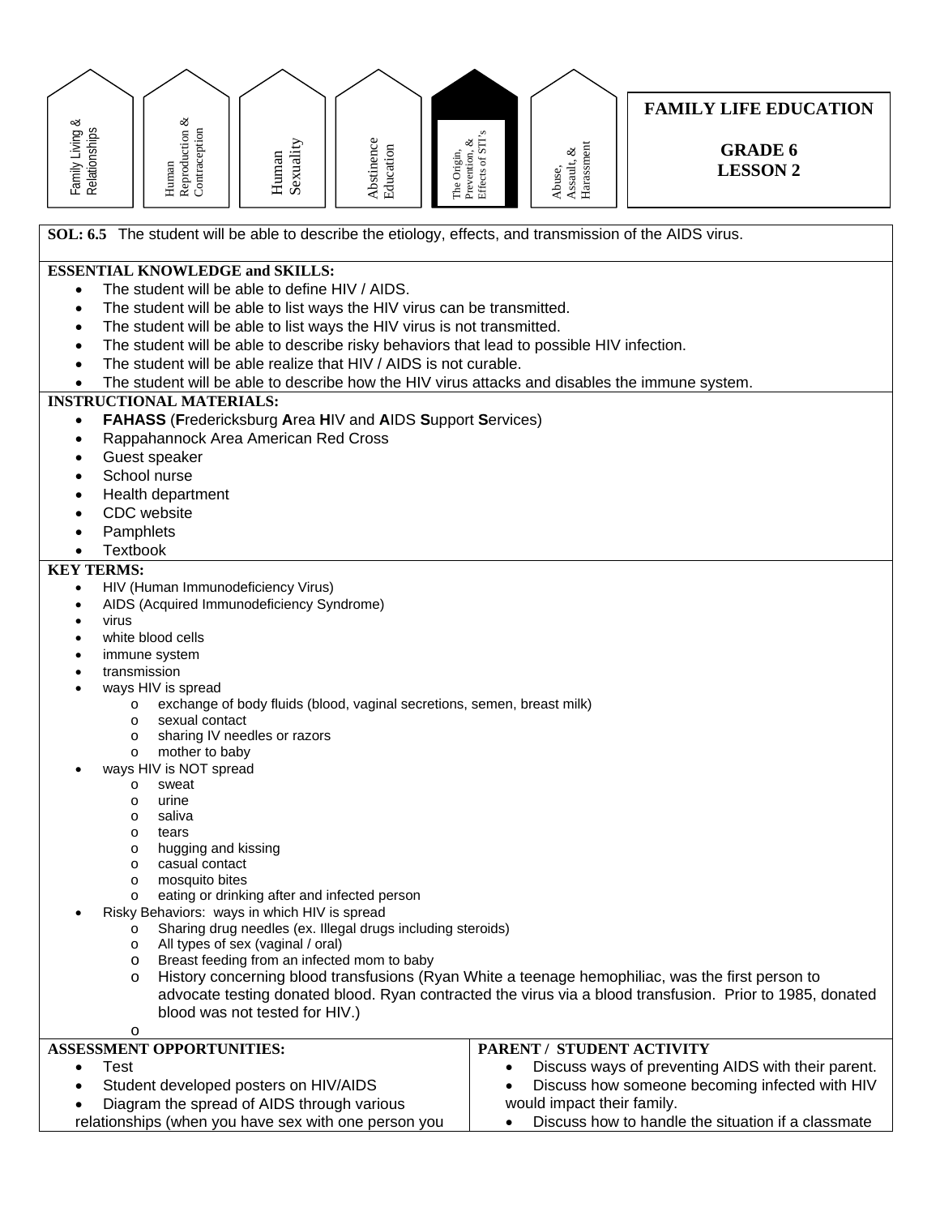Family Living & Relationships | Human Reproduction & Contraception | Human Sexuality | Abstinence Education | The Origin, Prevention, & Effects of STI's | Abuse, Assault, & Harassment

**FAMILY LIFE EDUCATION**

**GRADE 6**
**LESSON 2**

**SOL: 6.5** The student will be able to describe the etiology, effects, and transmission of the AIDS virus.

**ESSENTIAL KNOWLEDGE and SKILLS:**

- The student will be able to define HIV / AIDS.
- The student will be able to list ways the HIV virus can be transmitted.
- The student will be able to list ways the HIV virus is not transmitted.
- The student will be able to describe risky behaviors that lead to possible HIV infection.
- The student will be able realize that HIV / AIDS is not curable.
- The student will be able to describe how the HIV virus attacks and disables the immune system.

**INSTRUCTIONAL MATERIALS:**

- **FAHASS** (**F**redericksburg **A**rea **H**IV and **A**IDS **S**upport **S**ervices)
- Rappahannock Area American Red Cross
- Guest speaker
- School nurse
- Health department
- CDC website
- Pamphlets
- Textbook

**KEY TERMS:**

- HIV (Human Immunodeficiency Virus)
- AIDS (Acquired Immunodeficiency Syndrome)
- virus
- white blood cells
- immune system
- transmission
- ways HIV is spread
  - exchange of body fluids (blood, vaginal secretions, semen, breast milk)
  - sexual contact
  - sharing IV needles or razors
  - mother to baby
- ways HIV is NOT spread
  - sweat
  - urine
  - saliva
  - tears
  - hugging and kissing
  - casual contact
  - mosquito bites
  - eating or drinking after and infected person
- Risky Behaviors: ways in which HIV is spread
  - Sharing drug needles (ex. Illegal drugs including steroids)
  - All types of sex (vaginal / oral)
  - Breast feeding from an infected mom to baby
  - History concerning blood transfusions (Ryan White a teenage hemophiliac, was the first person to advocate testing donated blood. Ryan contracted the virus via a blood transfusion. Prior to 1985, donated blood was not tested for HIV.)

| **ASSESSMENT OPPORTUNITIES:** | **PARENT / STUDENT ACTIVITY** |
|---|---|
| • Test<br>• Student developed posters on HIV/AIDS<br>• Diagram the spread of AIDS through various relationships (when you have sex with one person you | • Discuss ways of preventing AIDS with their parent.<br>• Discuss how someone becoming infected with HIV would impact their family.<br>• Discuss how to handle the situation if a classmate |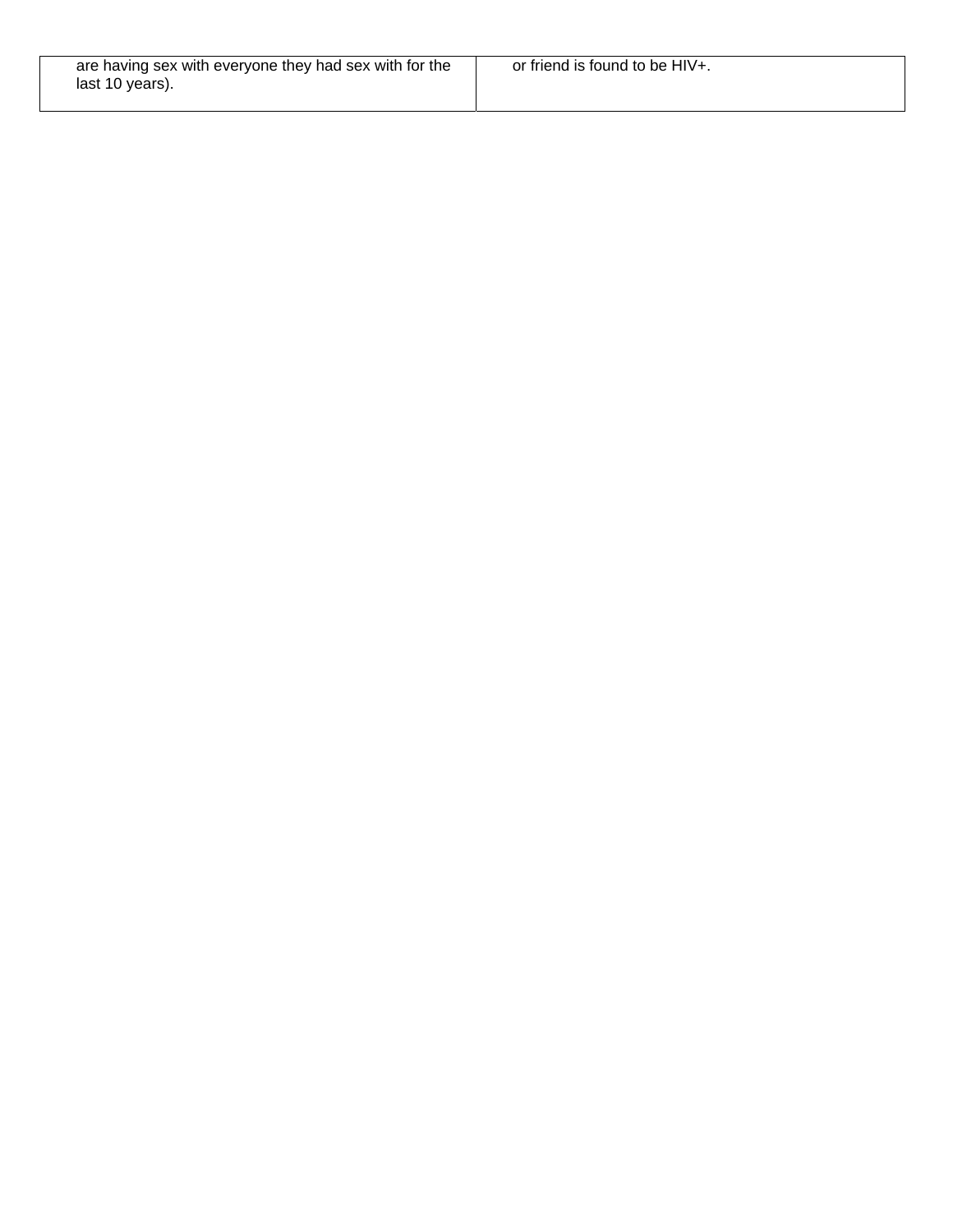| | |
|---|---|
| are having sex with everyone they had sex with for the last 10 years). | or friend is found to be HIV+. |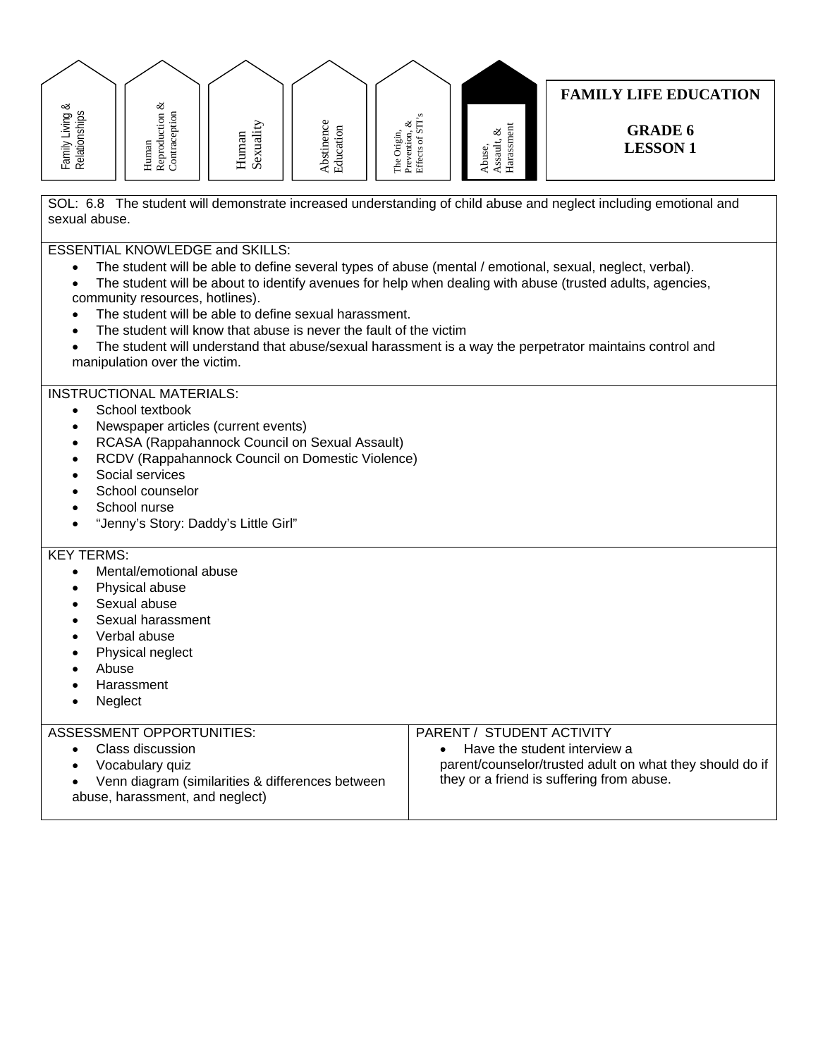Family Living & Relationships | Human Reproduction & Contraception | Human Sexuality | Abstinence Education | The Origin, Prevention, & Effects of STI's | **Abuse, Assault, & Harassment**

# FAMILY LIFE EDUCATION

## GRADE 6
## LESSON 1

SOL: 6.8 The student will demonstrate increased understanding of child abuse and neglect including emotional and sexual abuse.

ESSENTIAL KNOWLEDGE and SKILLS:

- The student will be able to define several types of abuse (mental / emotional, sexual, neglect, verbal).
- The student will be about to identify avenues for help when dealing with abuse (trusted adults, agencies, community resources, hotlines).
- The student will be able to define sexual harassment.
- The student will know that abuse is never the fault of the victim
- The student will understand that abuse/sexual harassment is a way the perpetrator maintains control and manipulation over the victim.

INSTRUCTIONAL MATERIALS:

- School textbook
- Newspaper articles (current events)
- RCASA (Rappahannock Council on Sexual Assault)
- RCDV (Rappahannock Council on Domestic Violence)
- Social services
- School counselor
- School nurse
- "Jenny's Story: Daddy's Little Girl"

KEY TERMS:

- Mental/emotional abuse
- Physical abuse
- Sexual abuse
- Sexual harassment
- Verbal abuse
- Physical neglect
- Abuse
- Harassment
- Neglect

| ASSESSMENT OPPORTUNITIES: | PARENT / STUDENT ACTIVITY |
|---|---|
| • Class discussion<br>• Vocabulary quiz<br>• Venn diagram (similarities & differences between abuse, harassment, and neglect) | • Have the student interview a parent/counselor/trusted adult on what they should do if they or a friend is suffering from abuse. |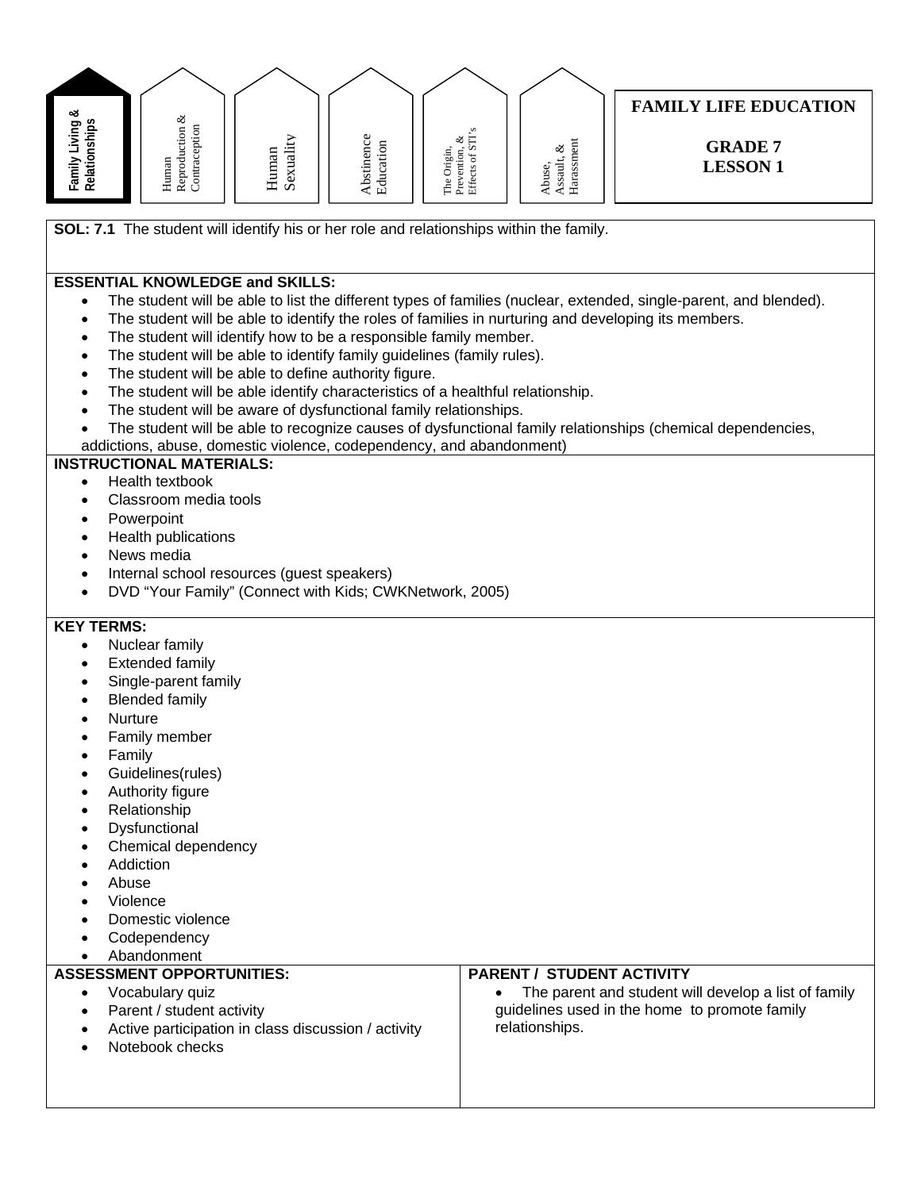**Family Living & Relationships** | Human Reproduction & Contraception | Human Sexuality | Abstinence Education | The Origin, Prevention, & Effects of STI's | Abuse, Assault, & Harassment

# FAMILY LIFE EDUCATION

## GRADE 7
## LESSON 1

**SOL: 7.1** The student will identify his or her role and relationships within the family.

**ESSENTIAL KNOWLEDGE and SKILLS:**

- The student will be able to list the different types of families (nuclear, extended, single-parent, and blended).
- The student will be able to identify the roles of families in nurturing and developing its members.
- The student will identify how to be a responsible family member.
- The student will be able to identify family guidelines (family rules).
- The student will be able to define authority figure.
- The student will be able identify characteristics of a healthful relationship.
- The student will be aware of dysfunctional family relationships.
- The student will be able to recognize causes of dysfunctional family relationships (chemical dependencies, addictions, abuse, domestic violence, codependency, and abandonment)

**INSTRUCTIONAL MATERIALS:**

- Health textbook
- Classroom media tools
- Powerpoint
- Health publications
- News media
- Internal school resources (guest speakers)
- DVD "Your Family" (Connect with Kids; CWKNetwork, 2005)

**KEY TERMS:**

- Nuclear family
- Extended family
- Single-parent family
- Blended family
- Nurture
- Family member
- Family
- Guidelines(rules)
- Authority figure
- Relationship
- Dysfunctional
- Chemical dependency
- Addiction
- Abuse
- Violence
- Domestic violence
- Codependency
- Abandonment

**ASSESSMENT OPPORTUNITIES:**

- Vocabulary quiz
- Parent / student activity
- Active participation in class discussion / activity
- Notebook checks

**PARENT / STUDENT ACTIVITY**

- The parent and student will develop a list of family guidelines used in the home to promote family relationships.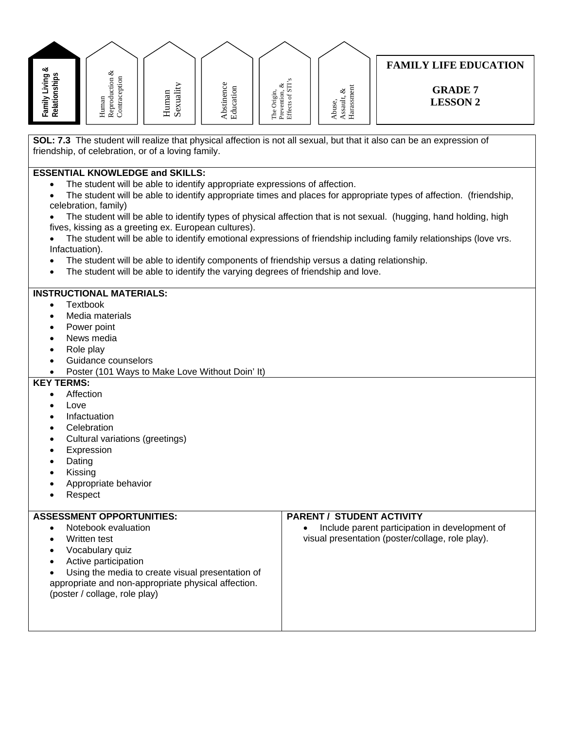Family Living & Relationships | Human Reproduction & Contraception | Human Sexuality | Abstinence Education | The Origin, Prevention, & Effects of STI's | Abuse, Assault, & Harassment

# FAMILY LIFE EDUCATION

## GRADE 7
## LESSON 2

**SOL: 7.3** The student will realize that physical affection is not all sexual, but that it also can be an expression of friendship, of celebration, or of a loving family.

**ESSENTIAL KNOWLEDGE and SKILLS:**

- The student will be able to identify appropriate expressions of affection.
- The student will be able to identify appropriate times and places for appropriate types of affection. (friendship, celebration, family)
- The student will be able to identify types of physical affection that is not sexual. (hugging, hand holding, high fives, kissing as a greeting ex. European cultures).
- The student will be able to identify emotional expressions of friendship including family relationships (love vrs. Infactuation).
- The student will be able to identify components of friendship versus a dating relationship.
- The student will be able to identify the varying degrees of friendship and love.

**INSTRUCTIONAL MATERIALS:**

- Textbook
- Media materials
- Power point
- News media
- Role play
- Guidance counselors
- Poster (101 Ways to Make Love Without Doin' It)

**KEY TERMS:**

- Affection
- Love
- Infactuation
- Celebration
- Cultural variations (greetings)
- Expression
- Dating
- Kissing
- Appropriate behavior
- Respect

| ASSESSMENT OPPORTUNITIES: | PARENT / STUDENT ACTIVITY |
|---|---|
| • Notebook evaluation<br>• Written test<br>• Vocabulary quiz<br>• Active participation<br>• Using the media to create visual presentation of appropriate and non-appropriate physical affection. (poster / collage, role play) | • Include parent participation in development of visual presentation (poster/collage, role play). |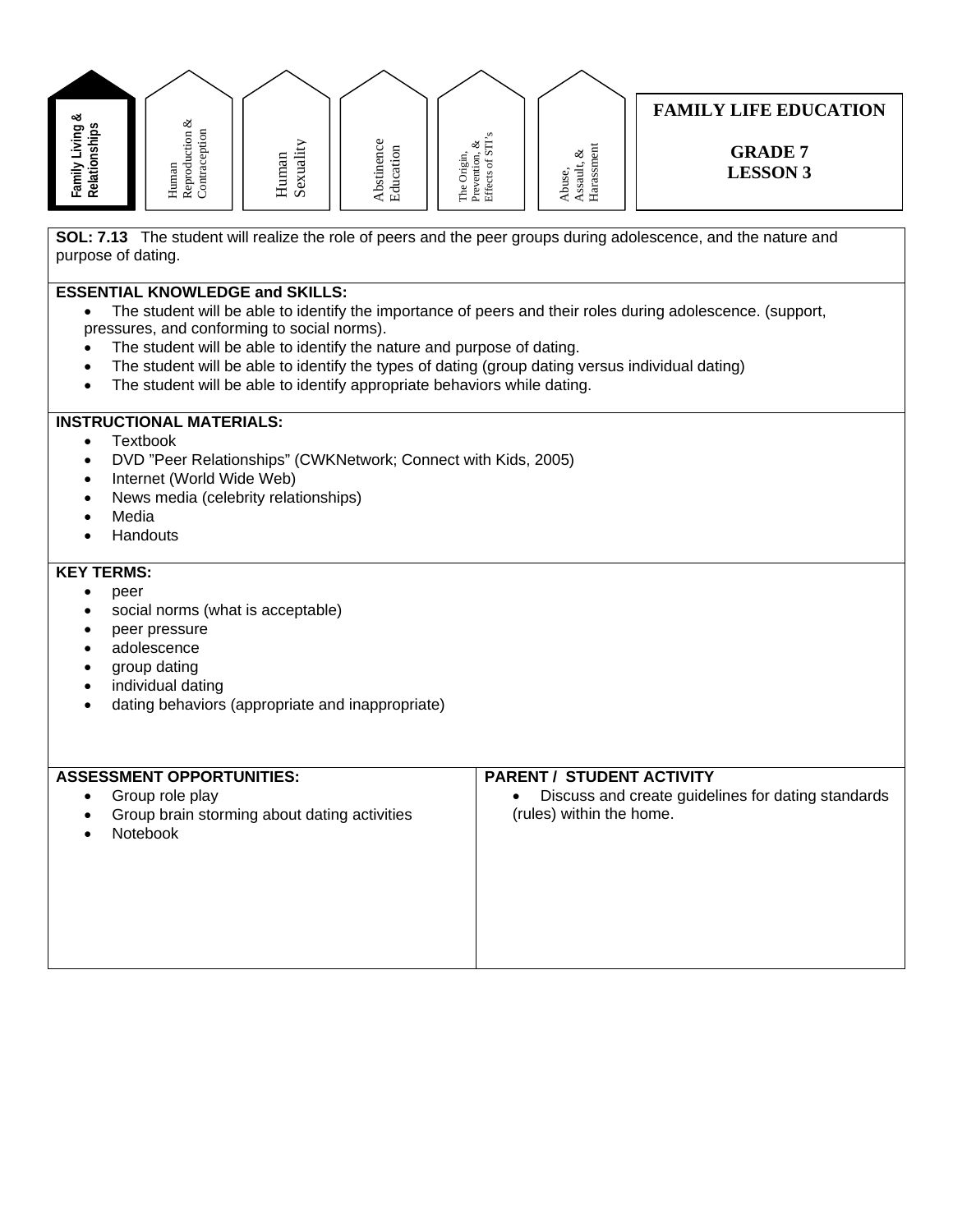Family Living & Relationships | Human Reproduction & Contraception | Human Sexuality | Abstinence Education | The Origin, Prevention, & Effects of STI's | Abuse, Assault, & Harassment

# FAMILY LIFE EDUCATION

## GRADE 7
## LESSON 3

**SOL: 7.13** The student will realize the role of peers and the peer groups during adolescence, and the nature and purpose of dating.

**ESSENTIAL KNOWLEDGE and SKILLS:**

- The student will be able to identify the importance of peers and their roles during adolescence. (support, pressures, and conforming to social norms).
- The student will be able to identify the nature and purpose of dating.
- The student will be able to identify the types of dating (group dating versus individual dating)
- The student will be able to identify appropriate behaviors while dating.

**INSTRUCTIONAL MATERIALS:**

- Textbook
- DVD "Peer Relationships" (CWKNetwork; Connect with Kids, 2005)
- Internet (World Wide Web)
- News media (celebrity relationships)
- Media
- Handouts

**KEY TERMS:**

- peer
- social norms (what is acceptable)
- peer pressure
- adolescence
- group dating
- individual dating
- dating behaviors (appropriate and inappropriate)

**ASSESSMENT OPPORTUNITIES:**

- Group role play
- Group brain storming about dating activities
- Notebook

**PARENT / STUDENT ACTIVITY**

- Discuss and create guidelines for dating standards (rules) within the home.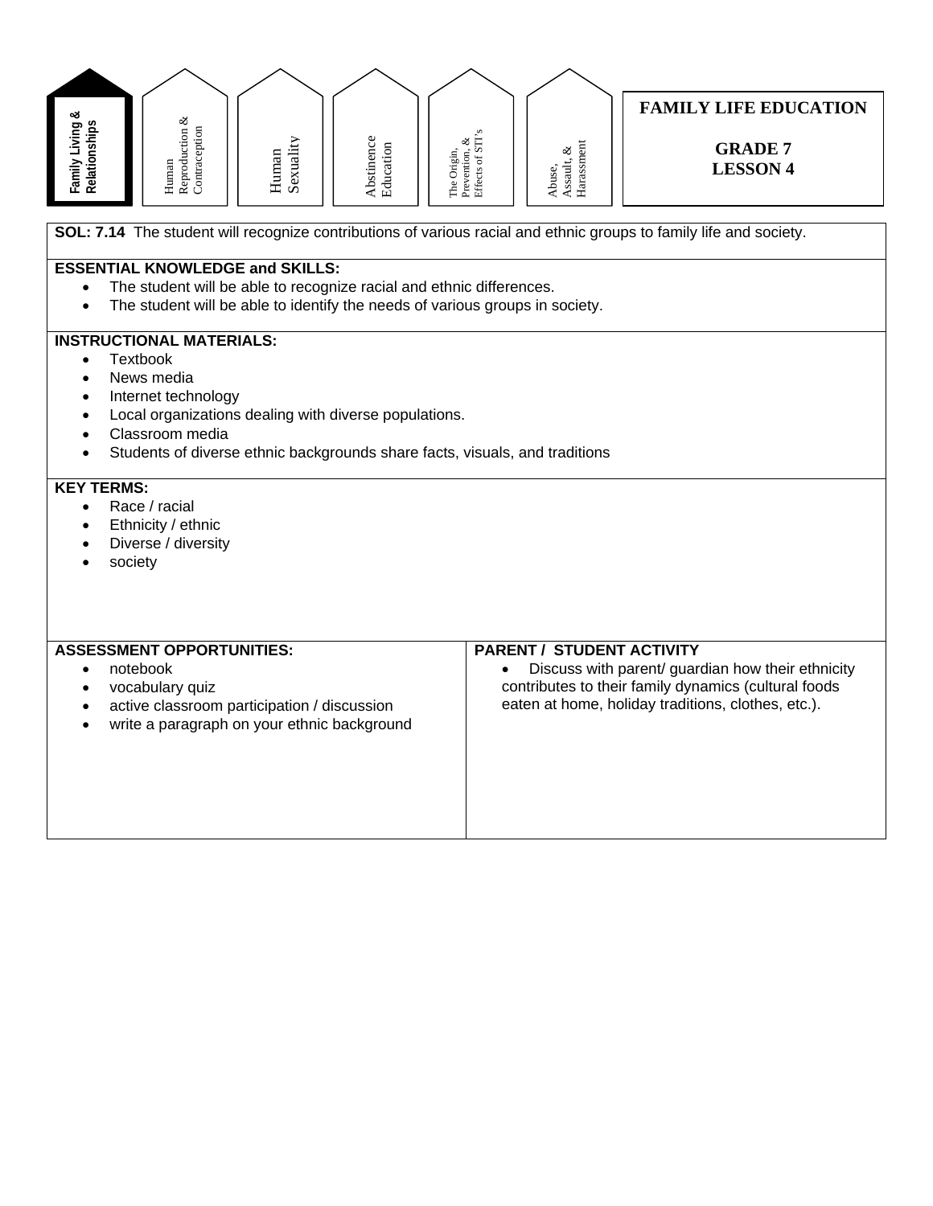Family Living & Relationships | Human Reproduction & Contraception | Human Sexuality | Abstinence Education | The Origin, Prevention, & Effects of STI's | Abuse, Assault, & Harassment

# FAMILY LIFE EDUCATION

## GRADE 7
## LESSON 4

**SOL: 7.14** The student will recognize contributions of various racial and ethnic groups to family life and society.

**ESSENTIAL KNOWLEDGE and SKILLS:**

- The student will be able to recognize racial and ethnic differences.
- The student will be able to identify the needs of various groups in society.

**INSTRUCTIONAL MATERIALS:**

- Textbook
- News media
- Internet technology
- Local organizations dealing with diverse populations.
- Classroom media
- Students of diverse ethnic backgrounds share facts, visuals, and traditions

**KEY TERMS:**

- Race / racial
- Ethnicity / ethnic
- Diverse / diversity
- society

**ASSESSMENT OPPORTUNITIES:**

- notebook
- vocabulary quiz
- active classroom participation / discussion
- write a paragraph on your ethnic background

**PARENT / STUDENT ACTIVITY**

- Discuss with parent/ guardian how their ethnicity contributes to their family dynamics (cultural foods eaten at home, holiday traditions, clothes, etc.).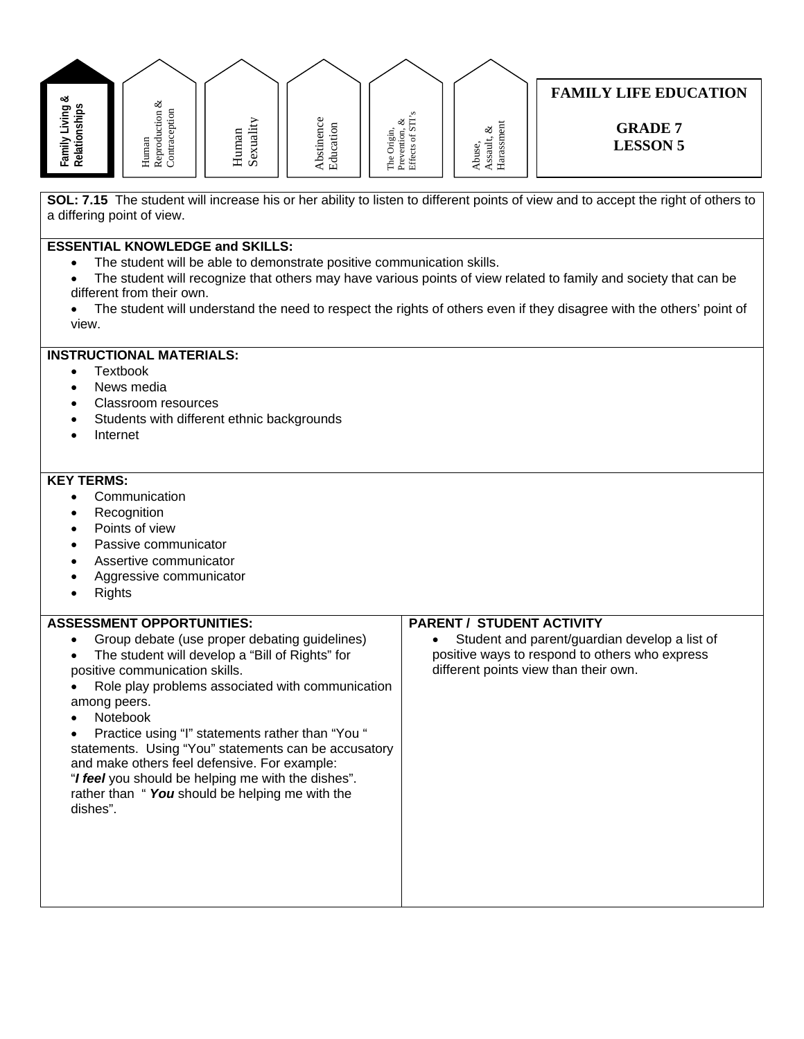Family Living & Relationships | Human Reproduction & Contraception | Human Sexuality | Abstinence Education | The Origin, Prevention, & Effects of STI's | Abuse, Assault, & Harassment

# FAMILY LIFE EDUCATION

## GRADE 7
## LESSON 5

**SOL: 7.15** The student will increase his or her ability to listen to different points of view and to accept the right of others to a differing point of view.

**ESSENTIAL KNOWLEDGE and SKILLS:**

- The student will be able to demonstrate positive communication skills.
- The student will recognize that others may have various points of view related to family and society that can be different from their own.
- The student will understand the need to respect the rights of others even if they disagree with the others' point of view.

**INSTRUCTIONAL MATERIALS:**

- Textbook
- News media
- Classroom resources
- Students with different ethnic backgrounds
- Internet

**KEY TERMS:**

- Communication
- Recognition
- Points of view
- Passive communicator
- Assertive communicator
- Aggressive communicator
- Rights

**ASSESSMENT OPPORTUNITIES:**

- Group debate (use proper debating guidelines)
- The student will develop a "Bill of Rights" for positive communication skills.
- Role play problems associated with communication among peers.
- Notebook
- Practice using "I" statements rather than "You " statements. Using "You" statements can be accusatory and make others feel defensive. For example: "***I feel*** you should be helping me with the dishes". rather than " ***You*** should be helping me with the dishes".

**PARENT / STUDENT ACTIVITY**

- Student and parent/guardian develop a list of positive ways to respond to others who express different points view than their own.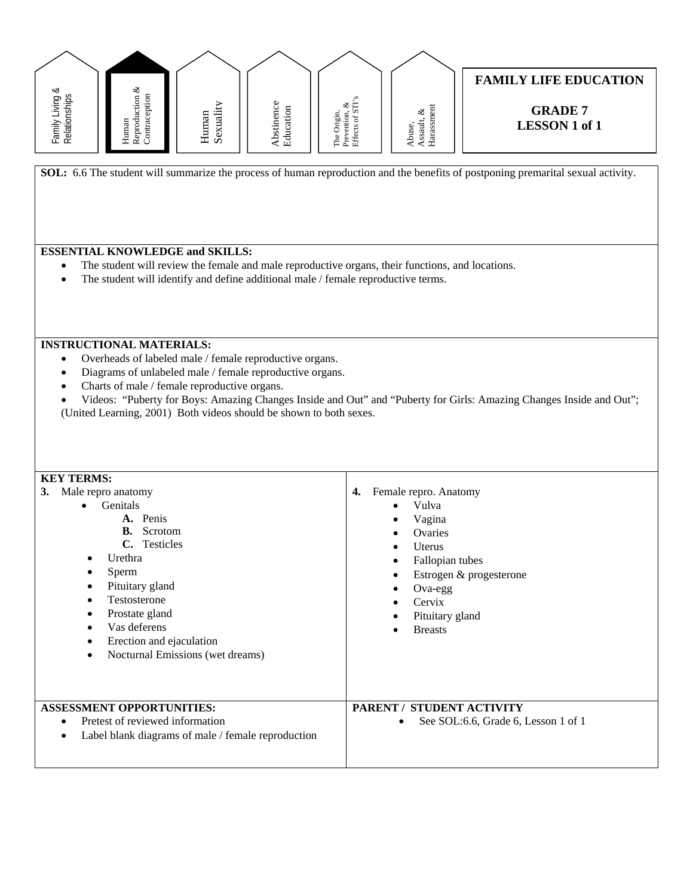Family Living & Relationships | **Human Reproduction & Contraception** | Human Sexuality | Abstinence Education | The Origin, Prevention, & Effects of STI's | Abuse, Assault, & Harassment

# FAMILY LIFE EDUCATION

## GRADE 7
## LESSON 1 of 1

**SOL:** 6.6 The student will summarize the process of human reproduction and the benefits of postponing premarital sexual activity.

**ESSENTIAL KNOWLEDGE and SKILLS:**

- The student will review the female and male reproductive organs, their functions, and locations.
- The student will identify and define additional male / female reproductive terms.

**INSTRUCTIONAL MATERIALS:**

- Overheads of labeled male / female reproductive organs.
- Diagrams of unlabeled male / female reproductive organs.
- Charts of male / female reproductive organs.
- Videos: "Puberty for Boys: Amazing Changes Inside and Out" and "Puberty for Girls: Amazing Changes Inside and Out"; (United Learning, 2001) Both videos should be shown to both sexes.

**KEY TERMS:**

3. Male repro anatomy
   - Genitals
     - A. Penis
     - B. Scrotom
     - C. Testicles
   - Urethra
   - Sperm
   - Pituitary gland
   - Testosterone
   - Prostate gland
   - Vas deferens
   - Erection and ejaculation
   - Nocturnal Emissions (wet dreams)

4. Female repro. Anatomy
   - Vulva
   - Vagina
   - Ovaries
   - Uterus
   - Fallopian tubes
   - Estrogen & progesterone
   - Ova-egg
   - Cervix
   - Pituitary gland
   - Breasts

**ASSESSMENT OPPORTUNITIES:**

- Pretest of reviewed information
- Label blank diagrams of male / female reproduction

**PARENT / STUDENT ACTIVITY**

- See SOL:6.6, Grade 6, Lesson 1 of 1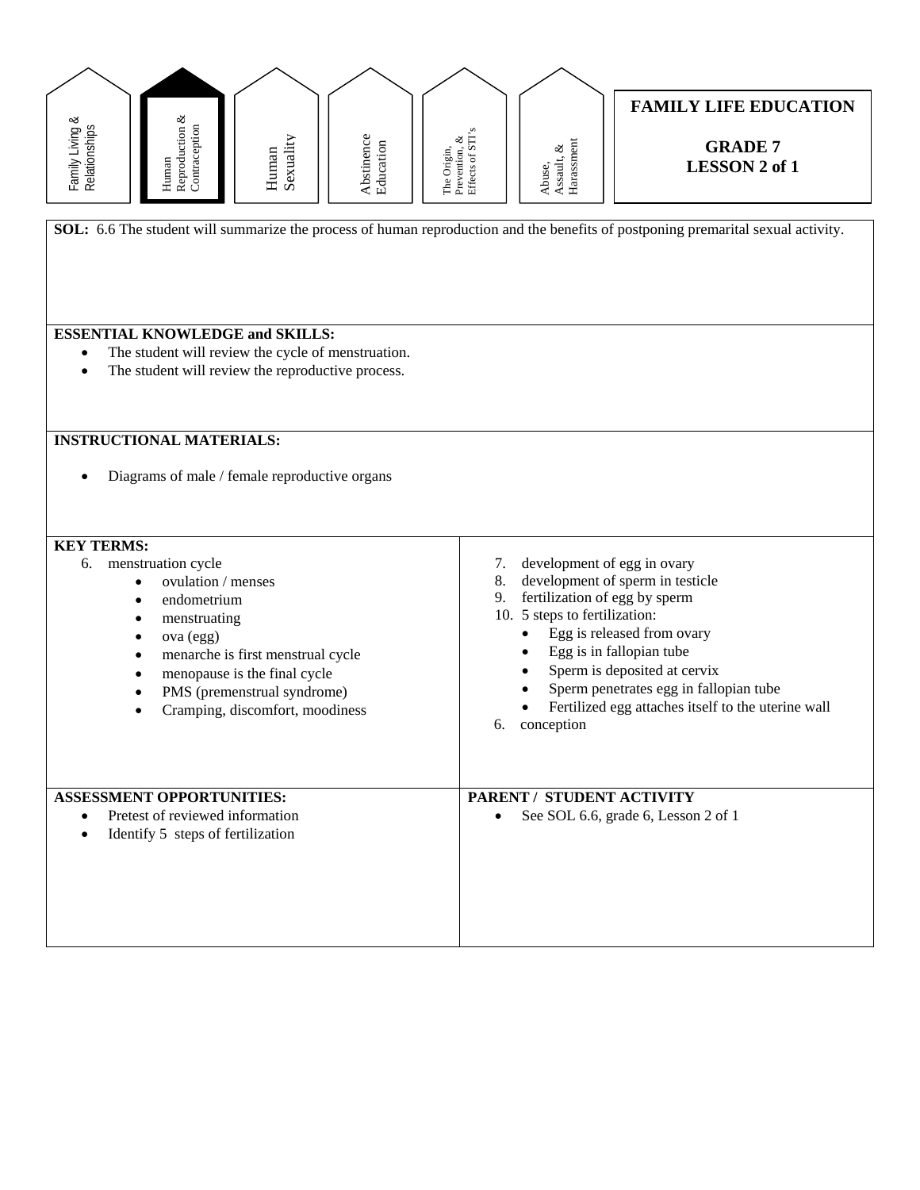Family Living & Relationships | **Human Reproduction & Contraception** | Human Sexuality | Abstinence Education | The Origin, Prevention, & Effects of STI's | Abuse, Assault, & Harassment

**FAMILY LIFE EDUCATION**

**GRADE 7**
**LESSON 2 of 1**

**SOL:** 6.6 The student will summarize the process of human reproduction and the benefits of postponing premarital sexual activity.

**ESSENTIAL KNOWLEDGE and SKILLS:**

- The student will review the cycle of menstruation.
- The student will review the reproductive process.

**INSTRUCTIONAL MATERIALS:**

- Diagrams of male / female reproductive organs

**KEY TERMS:**

6. menstruation cycle
   - ovulation / menses
   - endometrium
   - menstruating
   - ova (egg)
   - menarche is first menstrual cycle
   - menopause is the final cycle
   - PMS (premenstrual syndrome)
   - Cramping, discomfort, moodiness

7. development of egg in ovary
8. development of sperm in testicle
9. fertilization of egg by sperm
10. 5 steps to fertilization:
    - Egg is released from ovary
    - Egg is in fallopian tube
    - Sperm is deposited at cervix
    - Sperm penetrates egg in fallopian tube
    - Fertilized egg attaches itself to the uterine wall

6. conception

**ASSESSMENT OPPORTUNITIES:**

- Pretest of reviewed information
- Identify 5 steps of fertilization

**PARENT / STUDENT ACTIVITY**

- See SOL 6.6, grade 6, Lesson 2 of 1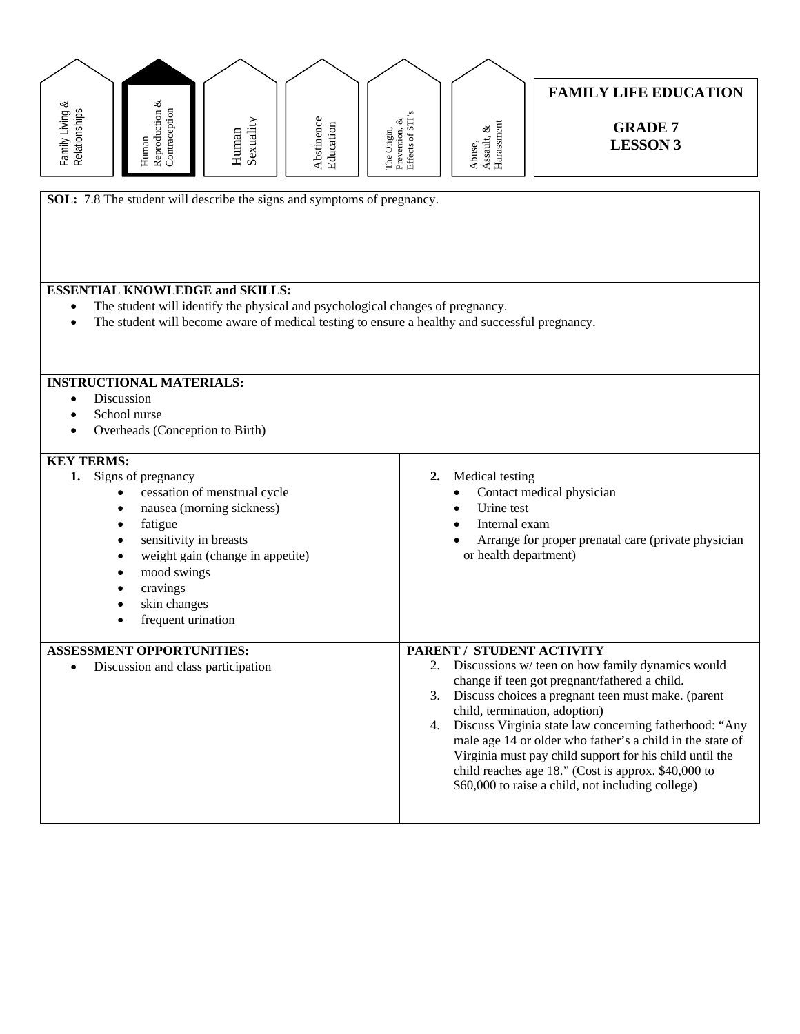Family Living & Relationships | **Human Reproduction & Contraception** | Human Sexuality | Abstinence Education | The Origin, Prevention, & Effects of STI's | Abuse, Assault, & Harassment

# FAMILY LIFE EDUCATION

## GRADE 7
## LESSON 3

**SOL:** 7.8 The student will describe the signs and symptoms of pregnancy.

**ESSENTIAL KNOWLEDGE and SKILLS:**

- The student will identify the physical and psychological changes of pregnancy.
- The student will become aware of medical testing to ensure a healthy and successful pregnancy.

**INSTRUCTIONAL MATERIALS:**

- Discussion
- School nurse
- Overheads (Conception to Birth)

**KEY TERMS:**

1. Signs of pregnancy
   - cessation of menstrual cycle
   - nausea (morning sickness)
   - fatigue
   - sensitivity in breasts
   - weight gain (change in appetite)
   - mood swings
   - cravings
   - skin changes
   - frequent urination
2. Medical testing
   - Contact medical physician
   - Urine test
   - Internal exam
   - Arrange for proper prenatal care (private physician or health department)

**ASSESSMENT OPPORTUNITIES:**

- Discussion and class participation

**PARENT / STUDENT ACTIVITY**

2. Discussions w/ teen on how family dynamics would change if teen got pregnant/fathered a child.
3. Discuss choices a pregnant teen must make. (parent child, termination, adoption)
4. Discuss Virginia state law concerning fatherhood: "Any male age 14 or older who father's a child in the state of Virginia must pay child support for his child until the child reaches age 18." (Cost is approx. $40,000 to $60,000 to raise a child, not including college)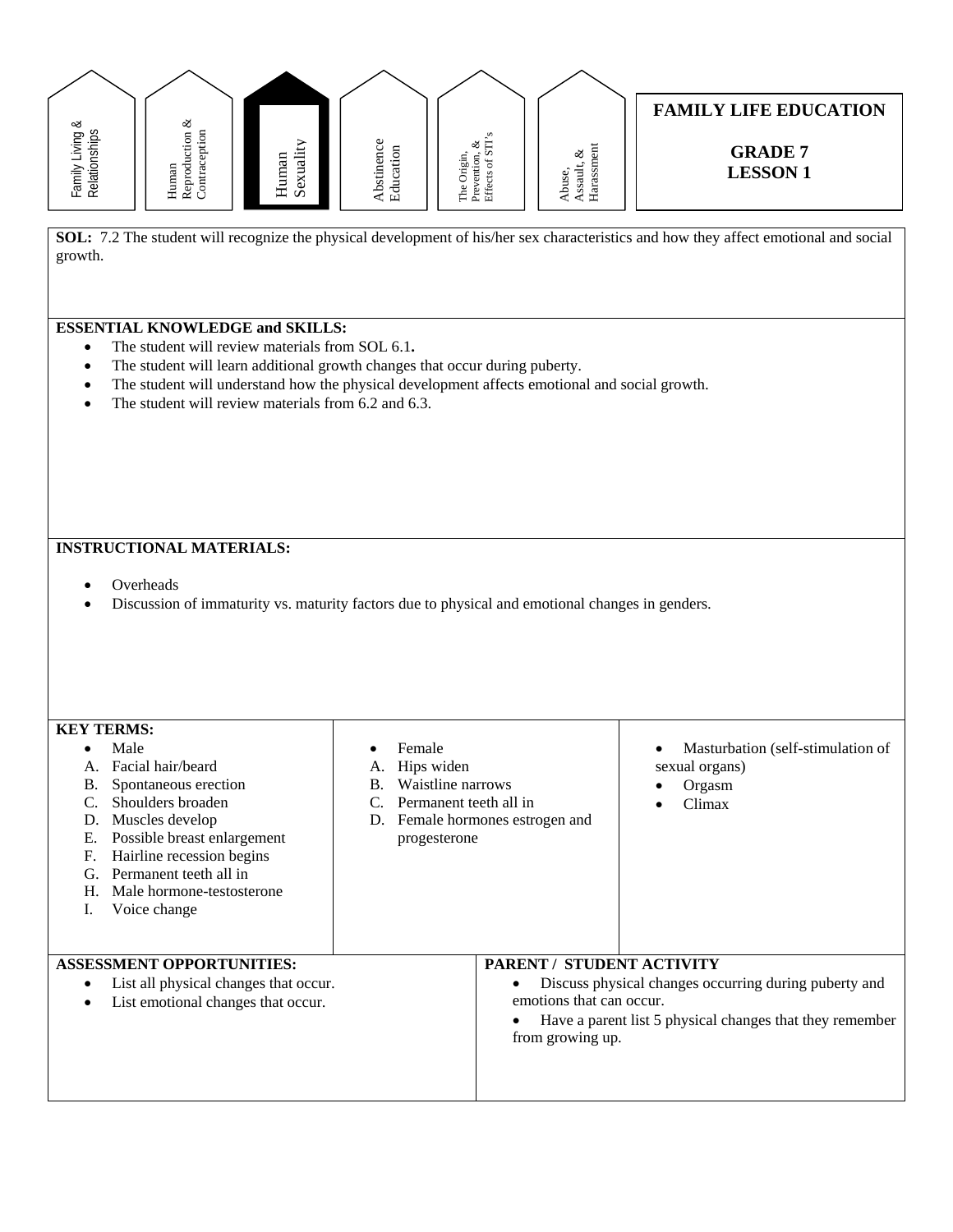Family Living & Relationships | Human Reproduction & Contraception | **Human Sexuality** | Abstinence Education | The Origin, Prevention, & Effects of STI's | Abuse, Assault, & Harassment

# FAMILY LIFE EDUCATION

## GRADE 7
## LESSON 1

**SOL:** 7.2 The student will recognize the physical development of his/her sex characteristics and how they affect emotional and social growth.

**ESSENTIAL KNOWLEDGE and SKILLS:**

- The student will review materials from SOL 6.1**.**
- The student will learn additional growth changes that occur during puberty.
- The student will understand how the physical development affects emotional and social growth.
- The student will review materials from 6.2 and 6.3.

**INSTRUCTIONAL MATERIALS:**

- Overheads
- Discussion of immaturity vs. maturity factors due to physical and emotional changes in genders.

**KEY TERMS:**

- Male
  - A. Facial hair/beard
  - B. Spontaneous erection
  - C. Shoulders broaden
  - D. Muscles develop
  - E. Possible breast enlargement
  - F. Hairline recession begins
  - G. Permanent teeth all in
  - H. Male hormone-testosterone
  - I. Voice change

- Female
  - A. Hips widen
  - B. Waistline narrows
  - C. Permanent teeth all in
  - D. Female hormones estrogen and progesterone

- Masturbation (self-stimulation of sexual organs)
- Orgasm
- Climax

**ASSESSMENT OPPORTUNITIES:**

- List all physical changes that occur.
- List emotional changes that occur.

**PARENT / STUDENT ACTIVITY**

- Discuss physical changes occurring during puberty and emotions that can occur.
- Have a parent list 5 physical changes that they remember from growing up.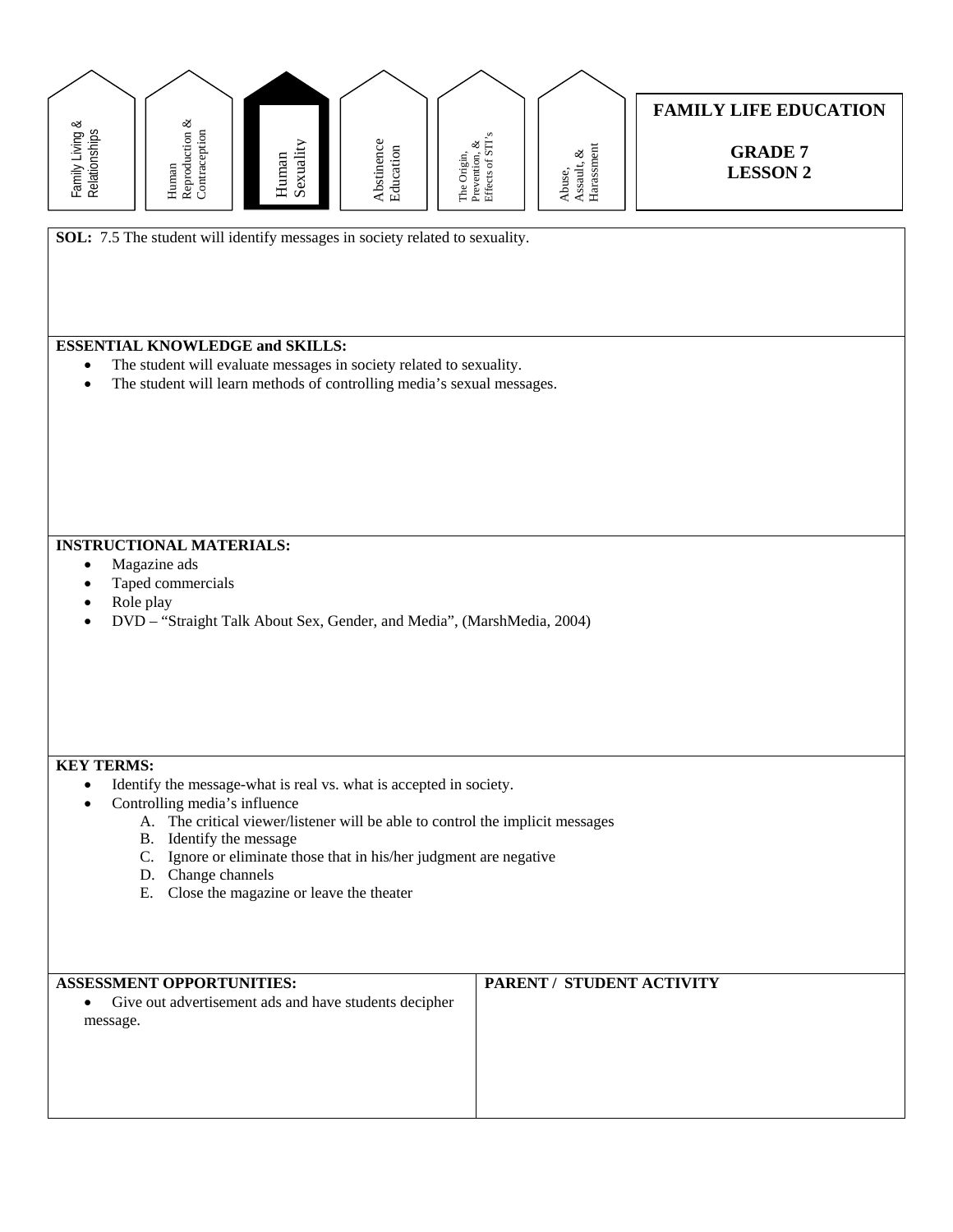Family Living & Relationships | Human Reproduction & Contraception | **Human Sexuality** | Abstinence Education | The Origin, Prevention, & Effects of STI's | Abuse, Assault, & Harassment

# FAMILY LIFE EDUCATION

## GRADE 7
## LESSON 2

**SOL:** 7.5 The student will identify messages in society related to sexuality.

**ESSENTIAL KNOWLEDGE and SKILLS:**

- The student will evaluate messages in society related to sexuality.
- The student will learn methods of controlling media's sexual messages.

**INSTRUCTIONAL MATERIALS:**

- Magazine ads
- Taped commercials
- Role play
- DVD – "Straight Talk About Sex, Gender, and Media", (MarshMedia, 2004)

**KEY TERMS:**

- Identify the message-what is real vs. what is accepted in society.
- Controlling media's influence
    A. The critical viewer/listener will be able to control the implicit messages
    B. Identify the message
    C. Ignore or eliminate those that in his/her judgment are negative
    D. Change channels
    E. Close the magazine or leave the theater

| ASSESSMENT OPPORTUNITIES: | PARENT / STUDENT ACTIVITY |
| --- | --- |
| • Give out advertisement ads and have students decipher message. | |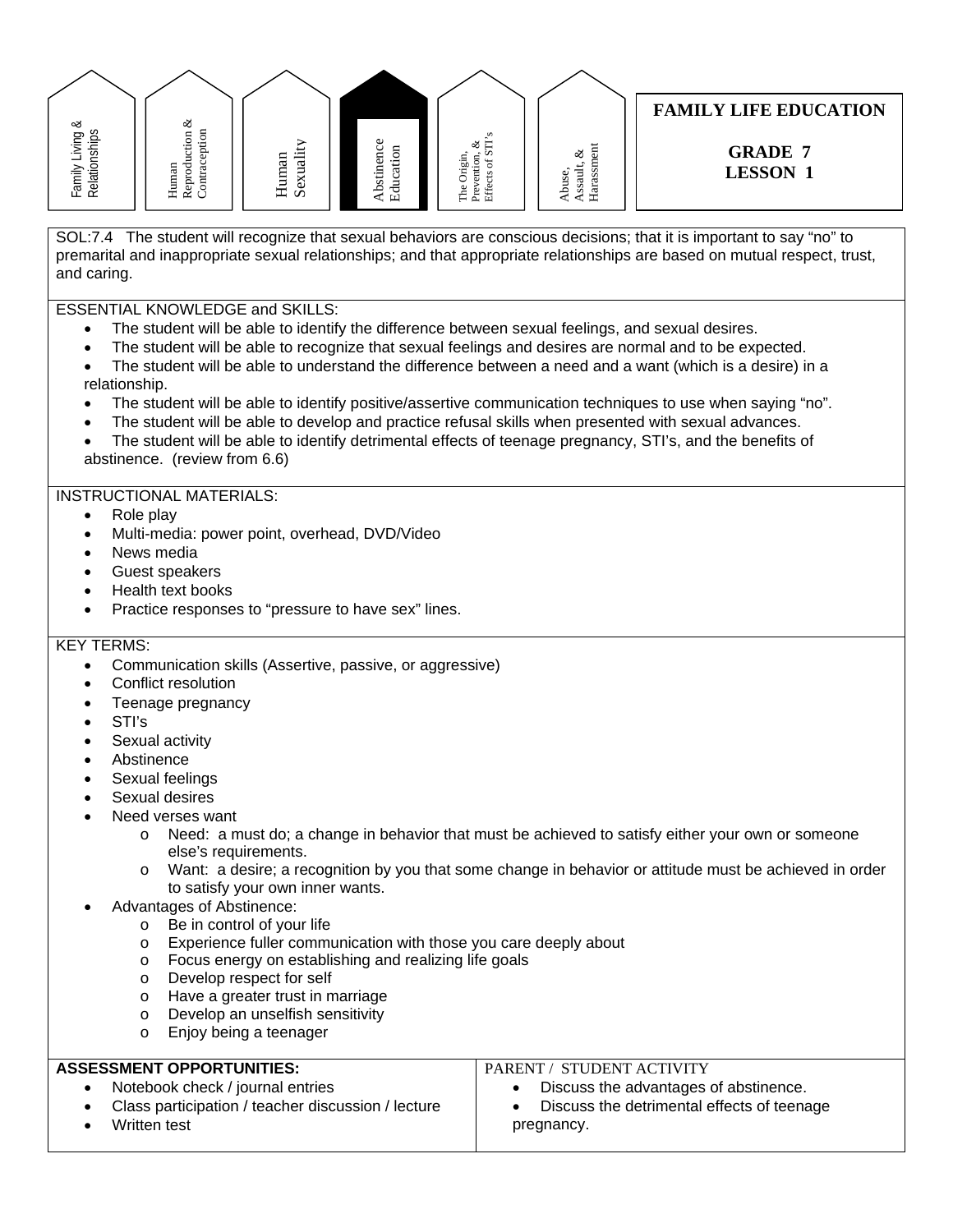Family Living & Relationships | Human Reproduction & Contraception | Human Sexuality | **Abstinence Education** | The Origin, Prevention, & Effects of STI's | Abuse, Assault, & Harassment

# FAMILY LIFE EDUCATION

## GRADE 7
## LESSON 1

SOL:7.4 The student will recognize that sexual behaviors are conscious decisions; that it is important to say "no" to premarital and inappropriate sexual relationships; and that appropriate relationships are based on mutual respect, trust, and caring.

ESSENTIAL KNOWLEDGE and SKILLS:

- The student will be able to identify the difference between sexual feelings, and sexual desires.
- The student will be able to recognize that sexual feelings and desires are normal and to be expected.
- The student will be able to understand the difference between a need and a want (which is a desire) in a relationship.
- The student will be able to identify positive/assertive communication techniques to use when saying "no".
- The student will be able to develop and practice refusal skills when presented with sexual advances.
- The student will be able to identify detrimental effects of teenage pregnancy, STI's, and the benefits of abstinence. (review from 6.6)

INSTRUCTIONAL MATERIALS:

- Role play
- Multi-media: power point, overhead, DVD/Video
- News media
- Guest speakers
- Health text books
- Practice responses to "pressure to have sex" lines.

KEY TERMS:

- Communication skills (Assertive, passive, or aggressive)
- Conflict resolution
- Teenage pregnancy
- STI's
- Sexual activity
- Abstinence
- Sexual feelings
- Sexual desires
- Need verses want
  - Need: a must do; a change in behavior that must be achieved to satisfy either your own or someone else's requirements.
  - Want: a desire; a recognition by you that some change in behavior or attitude must be achieved in order to satisfy your own inner wants.
- Advantages of Abstinence:
  - Be in control of your life
  - Experience fuller communication with those you care deeply about
  - Focus energy on establishing and realizing life goals
  - Develop respect for self
  - Have a greater trust in marriage
  - Develop an unselfish sensitivity
  - Enjoy being a teenager

**ASSESSMENT OPPORTUNITIES:**

- Notebook check / journal entries
- Class participation / teacher discussion / lecture
- Written test

PARENT / STUDENT ACTIVITY

- Discuss the advantages of abstinence.
- Discuss the detrimental effects of teenage pregnancy.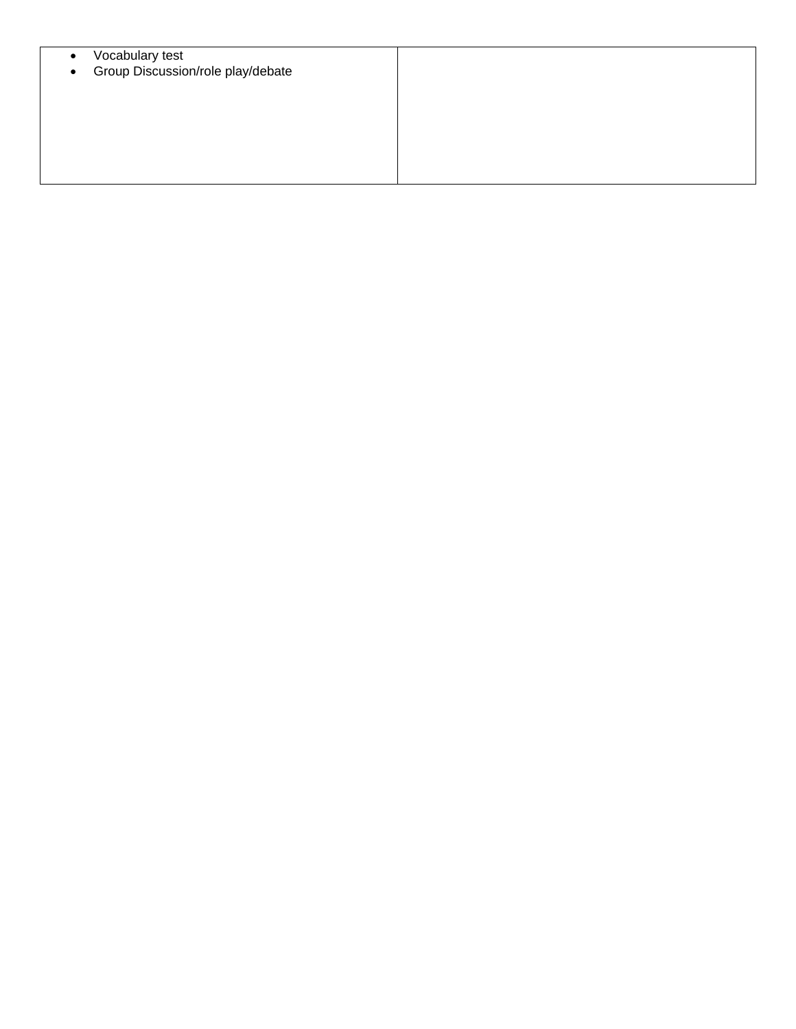| | |
|---|---|
| • Vocabulary test<br>• Group Discussion/role play/debate | |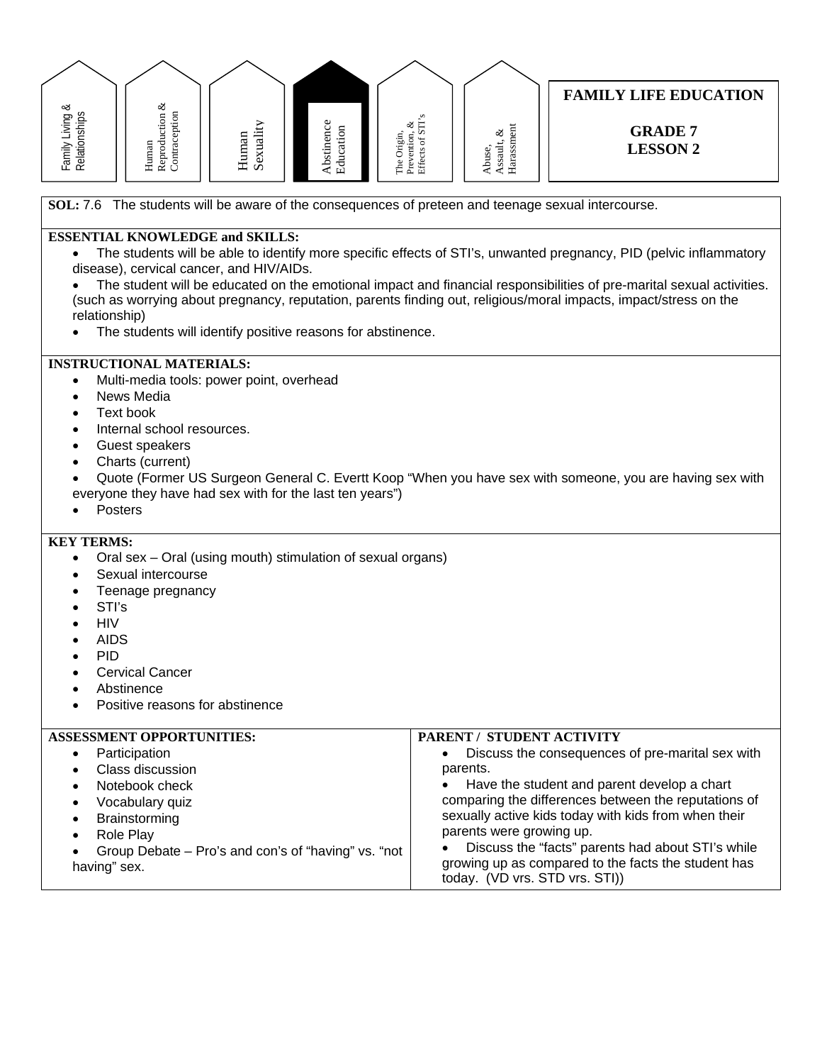Family Living & Relationships | Human Reproduction & Contraception | Human Sexuality | **Abstinence Education** | The Origin, Prevention, & Effects of STI's | Abuse, Assault, & Harassment

# FAMILY LIFE EDUCATION

## GRADE 7
## LESSON 2

**SOL:** 7.6 The students will be aware of the consequences of preteen and teenage sexual intercourse.

**ESSENTIAL KNOWLEDGE and SKILLS:**

- The students will be able to identify more specific effects of STI's, unwanted pregnancy, PID (pelvic inflammatory disease), cervical cancer, and HIV/AIDs.
- The student will be educated on the emotional impact and financial responsibilities of pre-marital sexual activities. (such as worrying about pregnancy, reputation, parents finding out, religious/moral impacts, impact/stress on the relationship)
- The students will identify positive reasons for abstinence.

**INSTRUCTIONAL MATERIALS:**

- Multi-media tools: power point, overhead
- News Media
- Text book
- Internal school resources.
- Guest speakers
- Charts (current)
- Quote (Former US Surgeon General C. Evertt Koop "When you have sex with someone, you are having sex with everyone they have had sex with for the last ten years")
- Posters

**KEY TERMS:**

- Oral sex – Oral (using mouth) stimulation of sexual organs)
- Sexual intercourse
- Teenage pregnancy
- STI's
- HIV
- AIDS
- PID
- Cervical Cancer
- Abstinence
- Positive reasons for abstinence

**ASSESSMENT OPPORTUNITIES:**

- Participation
- Class discussion
- Notebook check
- Vocabulary quiz
- Brainstorming
- Role Play
- Group Debate – Pro's and con's of "having" vs. "not having" sex.

**PARENT / STUDENT ACTIVITY**

- Discuss the consequences of pre-marital sex with parents.
- Have the student and parent develop a chart comparing the differences between the reputations of sexually active kids today with kids from when their parents were growing up.
- Discuss the "facts" parents had about STI's while growing up as compared to the facts the student has today. (VD vrs. STD vrs. STI))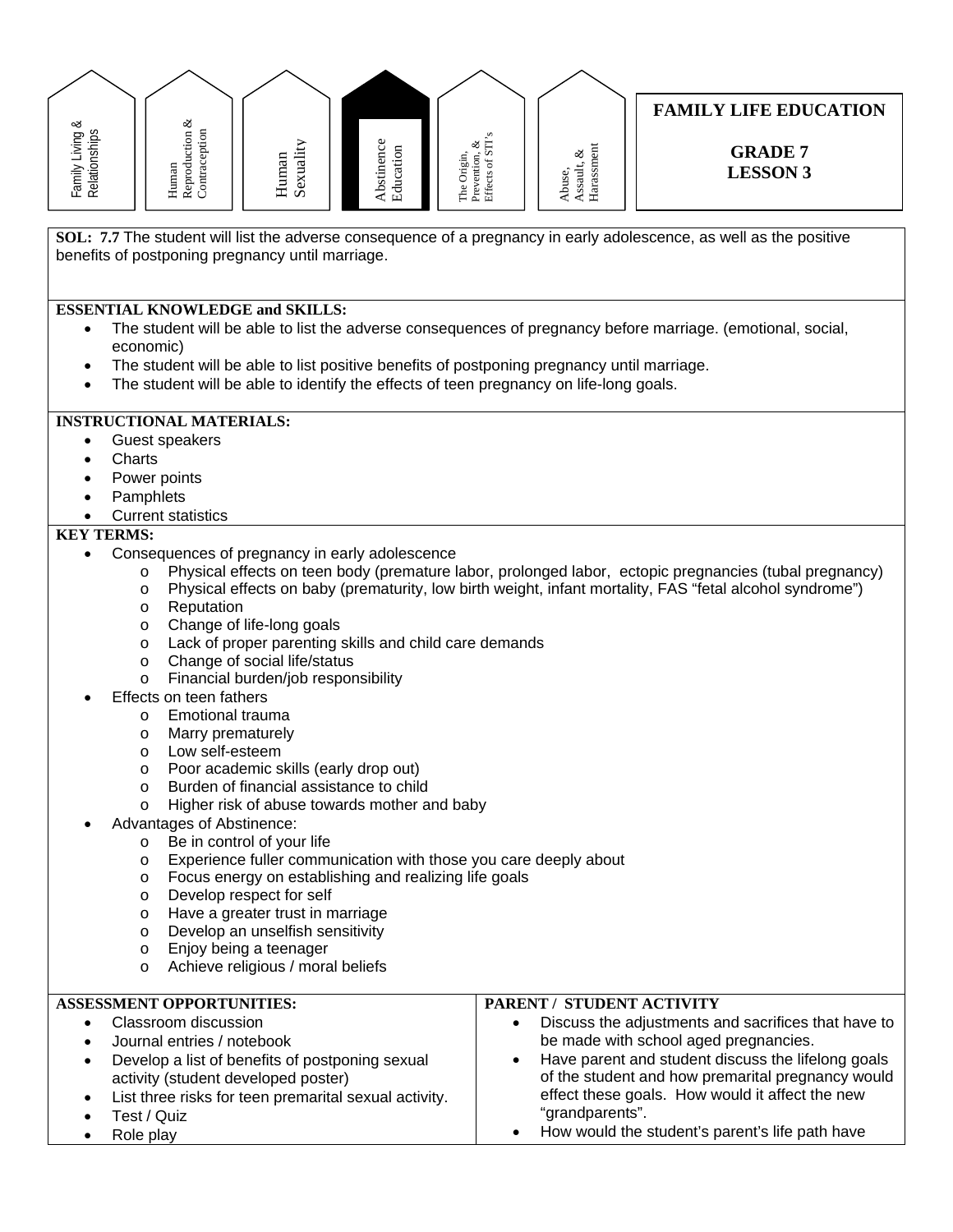Family Living & Relationships | Human Reproduction & Contraception | Human Sexuality | **Abstinence Education** | The Origin, Prevention, & Effects of STI's | Abuse, Assault, & Harassment

# FAMILY LIFE EDUCATION

## GRADE 7
## LESSON 3

**SOL: 7.7** The student will list the adverse consequence of a pregnancy in early adolescence, as well as the positive benefits of postponing pregnancy until marriage.

**ESSENTIAL KNOWLEDGE and SKILLS:**

- The student will be able to list the adverse consequences of pregnancy before marriage. (emotional, social, economic)
- The student will be able to list positive benefits of postponing pregnancy until marriage.
- The student will be able to identify the effects of teen pregnancy on life-long goals.

**INSTRUCTIONAL MATERIALS:**

- Guest speakers
- Charts
- Power points
- Pamphlets
- Current statistics

**KEY TERMS:**

- Consequences of pregnancy in early adolescence
  - Physical effects on teen body (premature labor, prolonged labor, ectopic pregnancies (tubal pregnancy)
  - Physical effects on baby (prematurity, low birth weight, infant mortality, FAS "fetal alcohol syndrome")
  - Reputation
  - Change of life-long goals
  - Lack of proper parenting skills and child care demands
  - Change of social life/status
  - Financial burden/job responsibility
- Effects on teen fathers
  - Emotional trauma
  - Marry prematurely
  - Low self-esteem
  - Poor academic skills (early drop out)
  - Burden of financial assistance to child
  - Higher risk of abuse towards mother and baby
- Advantages of Abstinence:
  - Be in control of your life
  - Experience fuller communication with those you care deeply about
  - Focus energy on establishing and realizing life goals
  - Develop respect for self
  - Have a greater trust in marriage
  - Develop an unselfish sensitivity
  - Enjoy being a teenager
  - Achieve religious / moral beliefs

**ASSESSMENT OPPORTUNITIES:**

- Classroom discussion
- Journal entries / notebook
- Develop a list of benefits of postponing sexual activity (student developed poster)
- List three risks for teen premarital sexual activity.
- Test / Quiz
- Role play

**PARENT / STUDENT ACTIVITY**

- Discuss the adjustments and sacrifices that have to be made with school aged pregnancies.
- Have parent and student discuss the lifelong goals of the student and how premarital pregnancy would effect these goals. How would it affect the new "grandparents".
- How would the student's parent's life path have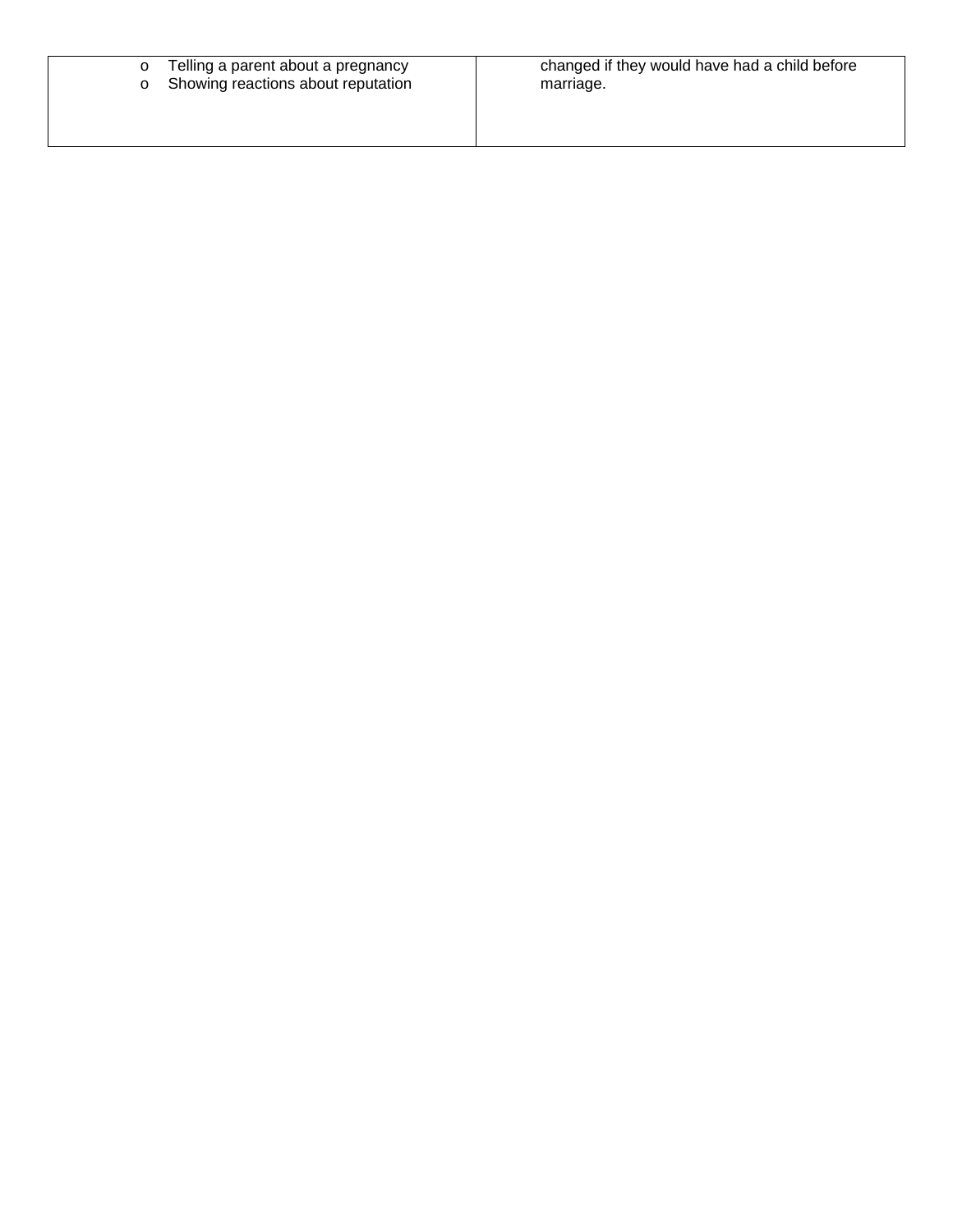|  |  |
|---|---|
| <ul><li>Telling a parent about a pregnancy</li><li>Showing reactions about reputation</li></ul> | changed if they would have had a child before marriage. |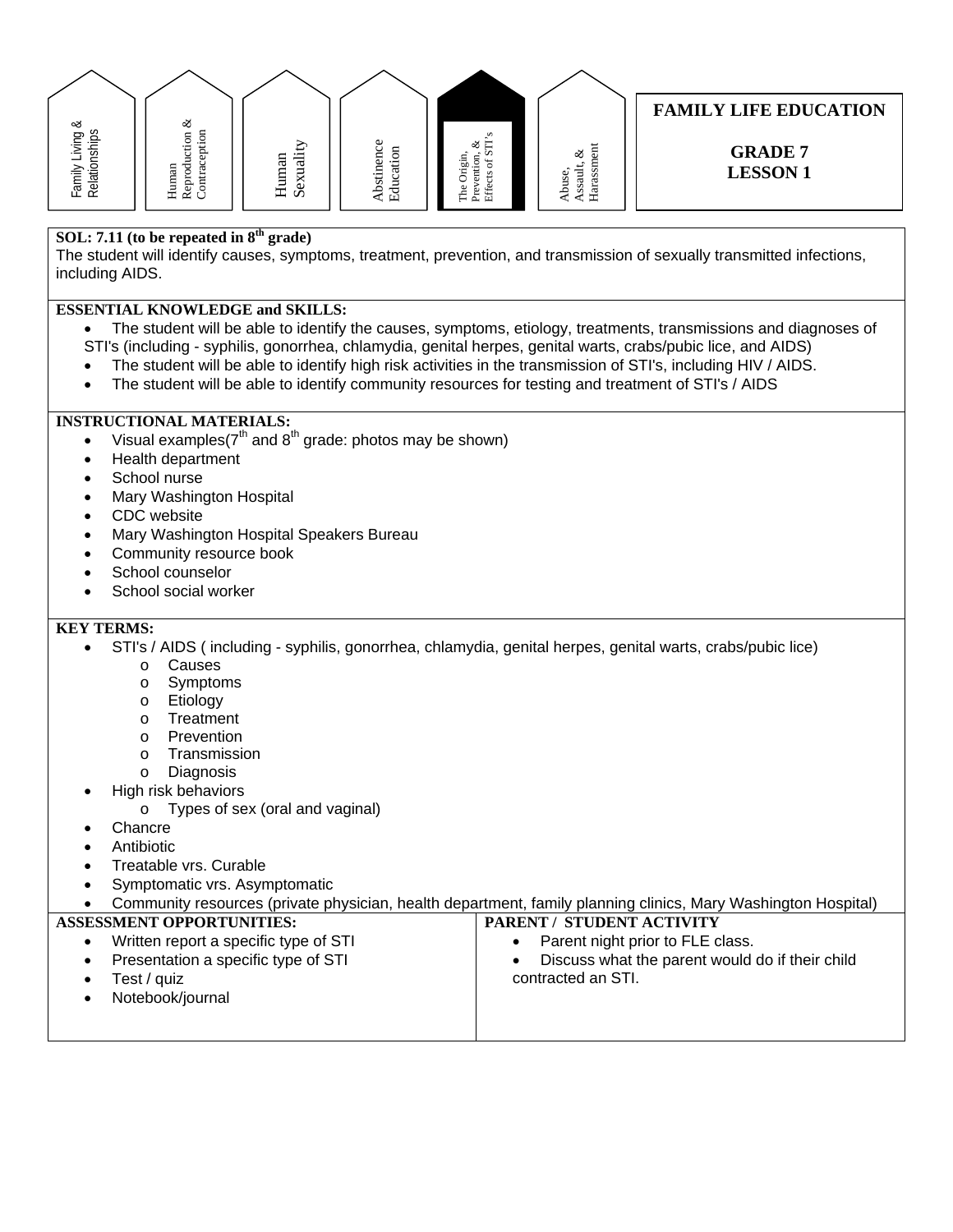Family Living & Relationships | Human Reproduction & Contraception | Human Sexuality | Abstinence Education | **The Origin, Prevention, & Effects of STI's** | Abuse, Assault, & Harassment

**FAMILY LIFE EDUCATION**

**GRADE 7**
**LESSON 1**

**SOL: 7.11 (to be repeated in 8th grade)**
The student will identify causes, symptoms, treatment, prevention, and transmission of sexually transmitted infections, including AIDS.

**ESSENTIAL KNOWLEDGE and SKILLS:**

- The student will be able to identify the causes, symptoms, etiology, treatments, transmissions and diagnoses of STI's (including - syphilis, gonorrhea, chlamydia, genital herpes, genital warts, crabs/pubic lice, and AIDS)
- The student will be able to identify high risk activities in the transmission of STI's, including HIV / AIDS.
- The student will be able to identify community resources for testing and treatment of STI's / AIDS

**INSTRUCTIONAL MATERIALS:**

- Visual examples(7th and 8th grade: photos may be shown)
- Health department
- School nurse
- Mary Washington Hospital
- CDC website
- Mary Washington Hospital Speakers Bureau
- Community resource book
- School counselor
- School social worker

**KEY TERMS:**

- STI's / AIDS ( including - syphilis, gonorrhea, chlamydia, genital herpes, genital warts, crabs/pubic lice)
  - Causes
  - Symptoms
  - Etiology
  - Treatment
  - Prevention
  - Transmission
  - Diagnosis
- High risk behaviors
  - Types of sex (oral and vaginal)
- Chancre
- Antibiotic
- Treatable vrs. Curable
- Symptomatic vrs. Asymptomatic
- Community resources (private physician, health department, family planning clinics, Mary Washington Hospital)

| ASSESSMENT OPPORTUNITIES: | PARENT / STUDENT ACTIVITY |
|---|---|
| • Written report a specific type of STI<br>• Presentation a specific type of STI<br>• Test / quiz<br>• Notebook/journal | • Parent night prior to FLE class.<br>• Discuss what the parent would do if their child contracted an STI. |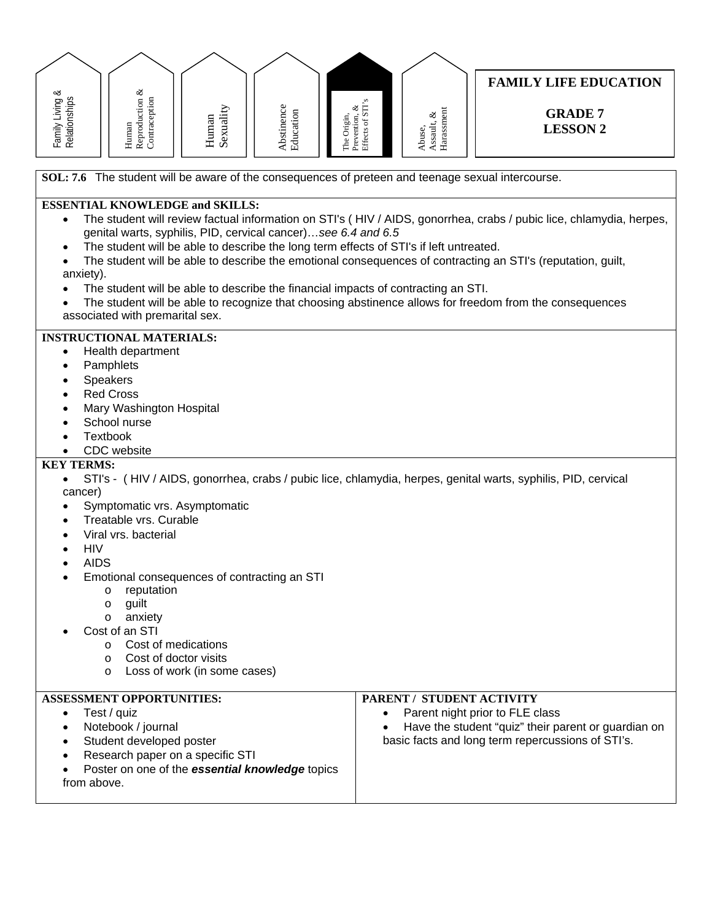Family Living & Relationships | Human Reproduction & Contraception | Human Sexuality | Abstinence Education | **The Origin, Prevention, & Effects of STI's** | Abuse, Assault, & Harassment

# FAMILY LIFE EDUCATION

## GRADE 7
## LESSON 2

**SOL: 7.6** The student will be aware of the consequences of preteen and teenage sexual intercourse.

**ESSENTIAL KNOWLEDGE and SKILLS:**

- The student will review factual information on STI's ( HIV / AIDS, gonorrhea, crabs / pubic lice, chlamydia, herpes, genital warts, syphilis, PID, cervical cancer)…*see 6.4 and 6.5*
- The student will be able to describe the long term effects of STI's if left untreated.
- The student will be able to describe the emotional consequences of contracting an STI's (reputation, guilt, anxiety).
- The student will be able to describe the financial impacts of contracting an STI.
- The student will be able to recognize that choosing abstinence allows for freedom from the consequences associated with premarital sex.

**INSTRUCTIONAL MATERIALS:**

- Health department
- Pamphlets
- Speakers
- Red Cross
- Mary Washington Hospital
- School nurse
- Textbook
- CDC website

**KEY TERMS:**

- STI's - ( HIV / AIDS, gonorrhea, crabs / pubic lice, chlamydia, herpes, genital warts, syphilis, PID, cervical cancer)
- Symptomatic vrs. Asymptomatic
- Treatable vrs. Curable
- Viral vrs. bacterial
- HIV
- AIDS
- Emotional consequences of contracting an STI
  - reputation
  - guilt
  - anxiety
- Cost of an STI
  - Cost of medications
  - Cost of doctor visits
  - Loss of work (in some cases)

**ASSESSMENT OPPORTUNITIES:**

- Test / quiz
- Notebook / journal
- Student developed poster
- Research paper on a specific STI
- Poster on one of the ***essential knowledge*** topics from above.

**PARENT / STUDENT ACTIVITY**

- Parent night prior to FLE class
- Have the student "quiz" their parent or guardian on basic facts and long term repercussions of STI's.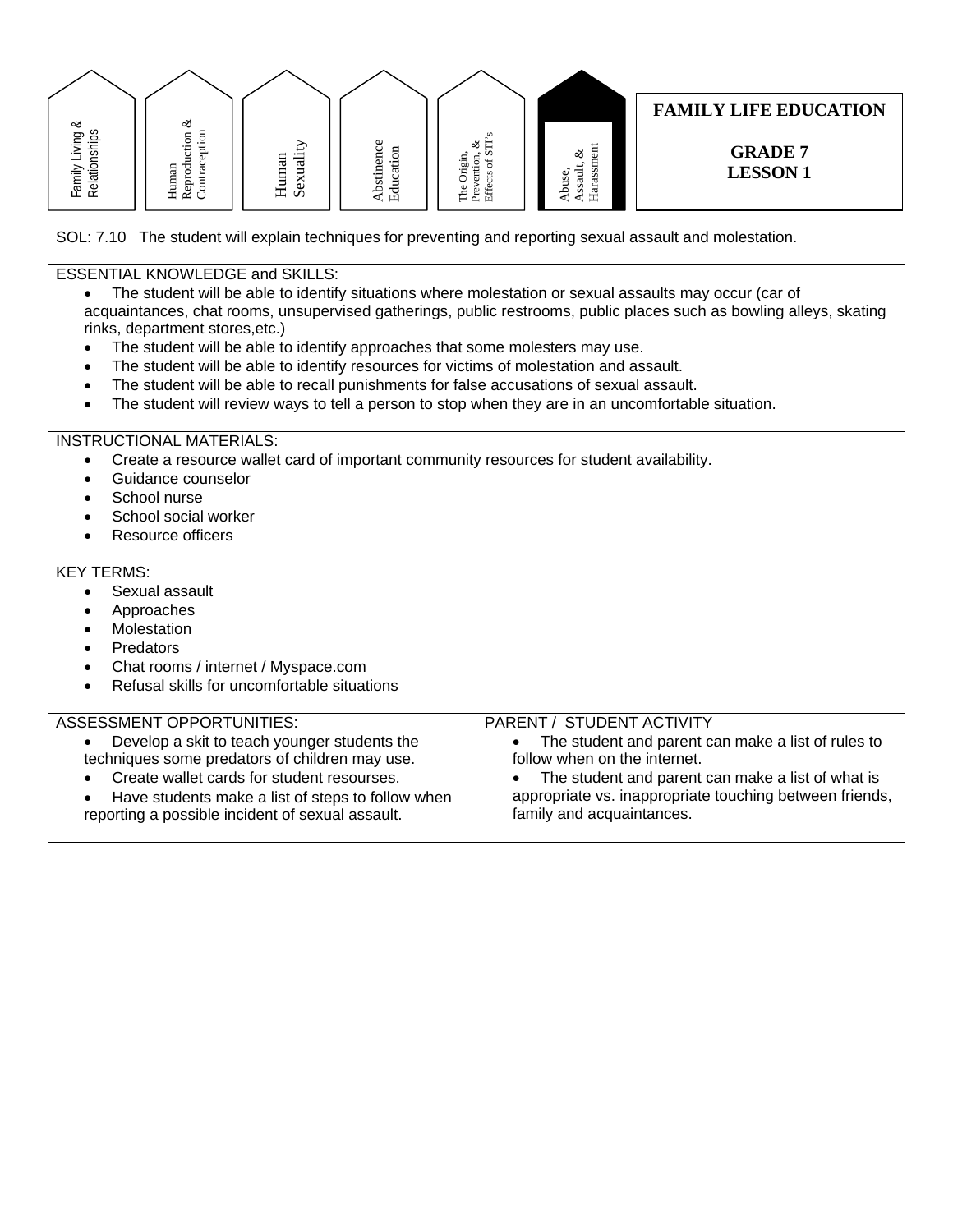Family Living & Relationships | Human Reproduction & Contraception | Human Sexuality | Abstinence Education | The Origin, Prevention, & Effects of STI's | **Abuse, Assault, & Harassment**

# FAMILY LIFE EDUCATION

## GRADE 7
## LESSON 1

SOL: 7.10 The student will explain techniques for preventing and reporting sexual assault and molestation.

ESSENTIAL KNOWLEDGE and SKILLS:

- The student will be able to identify situations where molestation or sexual assaults may occur (car of acquaintances, chat rooms, unsupervised gatherings, public restrooms, public places such as bowling alleys, skating rinks, department stores,etc.)
- The student will be able to identify approaches that some molesters may use.
- The student will be able to identify resources for victims of molestation and assault.
- The student will be able to recall punishments for false accusations of sexual assault.
- The student will review ways to tell a person to stop when they are in an uncomfortable situation.

INSTRUCTIONAL MATERIALS:

- Create a resource wallet card of important community resources for student availability.
- Guidance counselor
- School nurse
- School social worker
- Resource officers

KEY TERMS:

- Sexual assault
- Approaches
- Molestation
- Predators
- Chat rooms / internet / Myspace.com
- Refusal skills for uncomfortable situations

| ASSESSMENT OPPORTUNITIES: | PARENT / STUDENT ACTIVITY |
|---|---|
| • Develop a skit to teach younger students the techniques some predators of children may use.<br>• Create wallet cards for student resourses.<br>• Have students make a list of steps to follow when reporting a possible incident of sexual assault. | • The student and parent can make a list of rules to follow when on the internet.<br>• The student and parent can make a list of what is appropriate vs. inappropriate touching between friends, family and acquaintances. |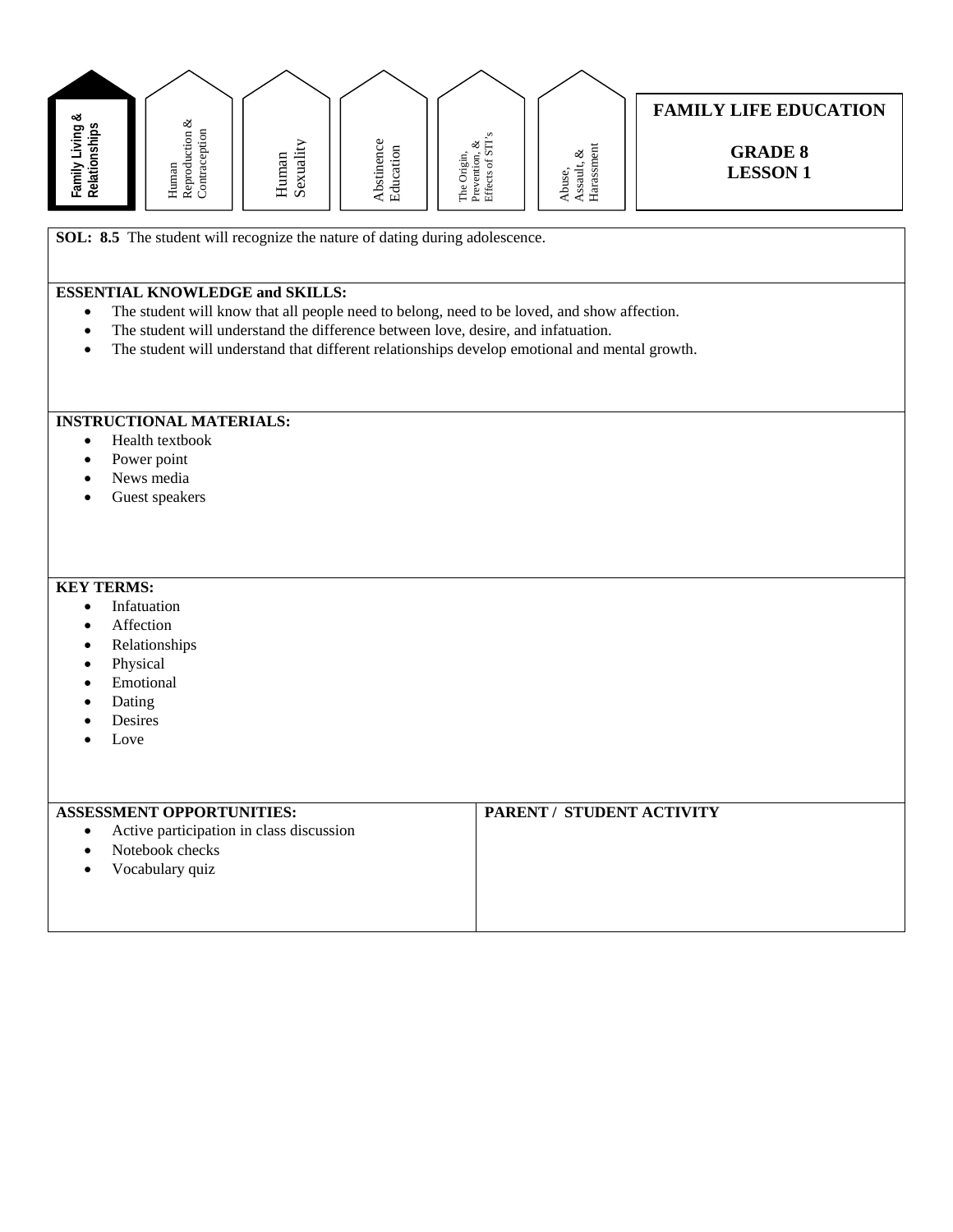Family Living & Relationships | Human Reproduction & Contraception | Human Sexuality | Abstinence Education | The Origin, Prevention, & Effects of STI's | Abuse, Assault, & Harassment

**FAMILY LIFE EDUCATION**

**GRADE 8**
**LESSON 1**

**SOL: 8.5** The student will recognize the nature of dating during adolescence.

**ESSENTIAL KNOWLEDGE and SKILLS:**

- The student will know that all people need to belong, need to be loved, and show affection.
- The student will understand the difference between love, desire, and infatuation.
- The student will understand that different relationships develop emotional and mental growth.

**INSTRUCTIONAL MATERIALS:**

- Health textbook
- Power point
- News media
- Guest speakers

**KEY TERMS:**

- Infatuation
- Affection
- Relationships
- Physical
- Emotional
- Dating
- Desires
- Love

| ASSESSMENT OPPORTUNITIES: | PARENT / STUDENT ACTIVITY |
|---|---|
| • Active participation in class discussion<br>• Notebook checks<br>• Vocabulary quiz | |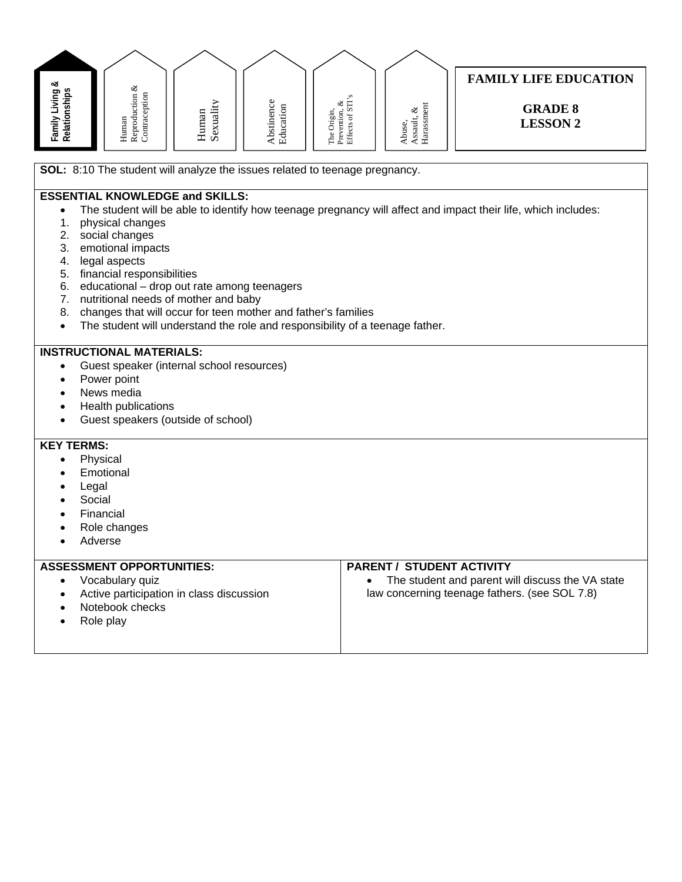Family Living & Relationships | Human Reproduction & Contraception | Human Sexuality | Abstinence Education | The Origin, Prevention, & Effects of STI's | Abuse, Assault, & Harassment

# FAMILY LIFE EDUCATION

## GRADE 8
## LESSON 2

**SOL:** 8:10 The student will analyze the issues related to teenage pregnancy.

**ESSENTIAL KNOWLEDGE and SKILLS:**

- The student will be able to identify how teenage pregnancy will affect and impact their life, which includes:
  1. physical changes
  2. social changes
  3. emotional impacts
  4. legal aspects
  5. financial responsibilities
  6. educational – drop out rate among teenagers
  7. nutritional needs of mother and baby
  8. changes that will occur for teen mother and father's families
- The student will understand the role and responsibility of a teenage father.

**INSTRUCTIONAL MATERIALS:**

- Guest speaker (internal school resources)
- Power point
- News media
- Health publications
- Guest speakers (outside of school)

**KEY TERMS:**

- Physical
- Emotional
- Legal
- Social
- Financial
- Role changes
- Adverse

**ASSESSMENT OPPORTUNITIES:**

- Vocabulary quiz
- Active participation in class discussion
- Notebook checks
- Role play

**PARENT / STUDENT ACTIVITY**

- The student and parent will discuss the VA state law concerning teenage fathers. (see SOL 7.8)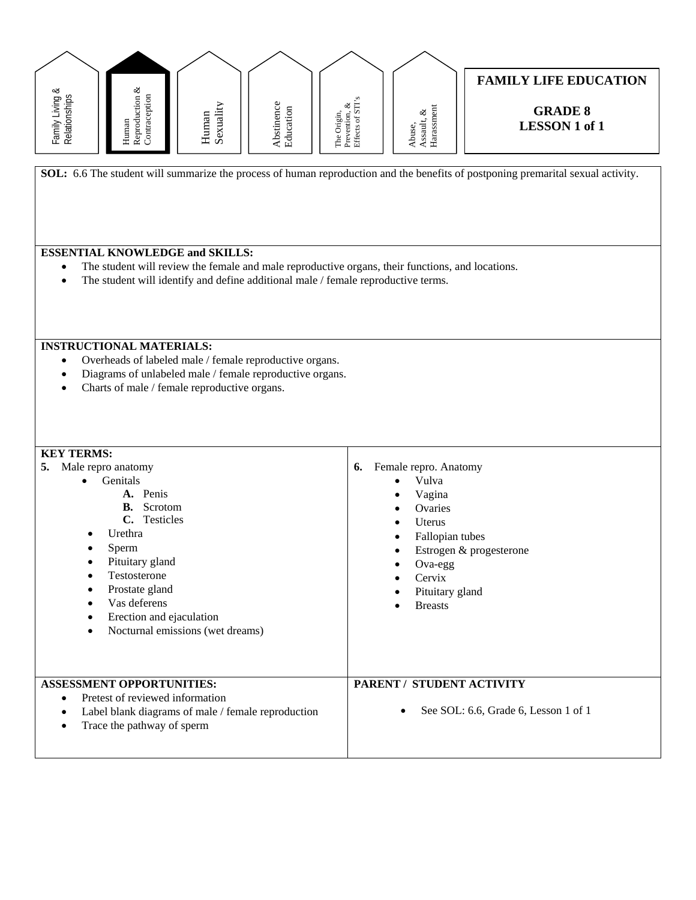Family Living & Relationships | **Human Reproduction & Contraception** | Human Sexuality | Abstinence Education | The Origin, Prevention, & Effects of STI's | Abuse, Assault, & Harassment

**FAMILY LIFE EDUCATION**

**GRADE 8**
**LESSON 1 of 1**

**SOL:** 6.6 The student will summarize the process of human reproduction and the benefits of postponing premarital sexual activity.

**ESSENTIAL KNOWLEDGE and SKILLS:**

- The student will review the female and male reproductive organs, their functions, and locations.
- The student will identify and define additional male / female reproductive terms.

**INSTRUCTIONAL MATERIALS:**

- Overheads of labeled male / female reproductive organs.
- Diagrams of unlabeled male / female reproductive organs.
- Charts of male / female reproductive organs.

**KEY TERMS:**

**5.** Male repro anatomy

- Genitals
  - **A.** Penis
  - **B.** Scrotom
  - **C.** Testicles
- Urethra
- Sperm
- Pituitary gland
- Testosterone
- Prostate gland
- Vas deferens
- Erection and ejaculation
- Nocturnal emissions (wet dreams)

**6.** Female repro. Anatomy

- Vulva
- Vagina
- Ovaries
- Uterus
- Fallopian tubes
- Estrogen & progesterone
- Ova-egg
- Cervix
- Pituitary gland
- Breasts

**ASSESSMENT OPPORTUNITIES:**

- Pretest of reviewed information
- Label blank diagrams of male / female reproduction
- Trace the pathway of sperm

**PARENT / STUDENT ACTIVITY**

- See SOL: 6.6, Grade 6, Lesson 1 of 1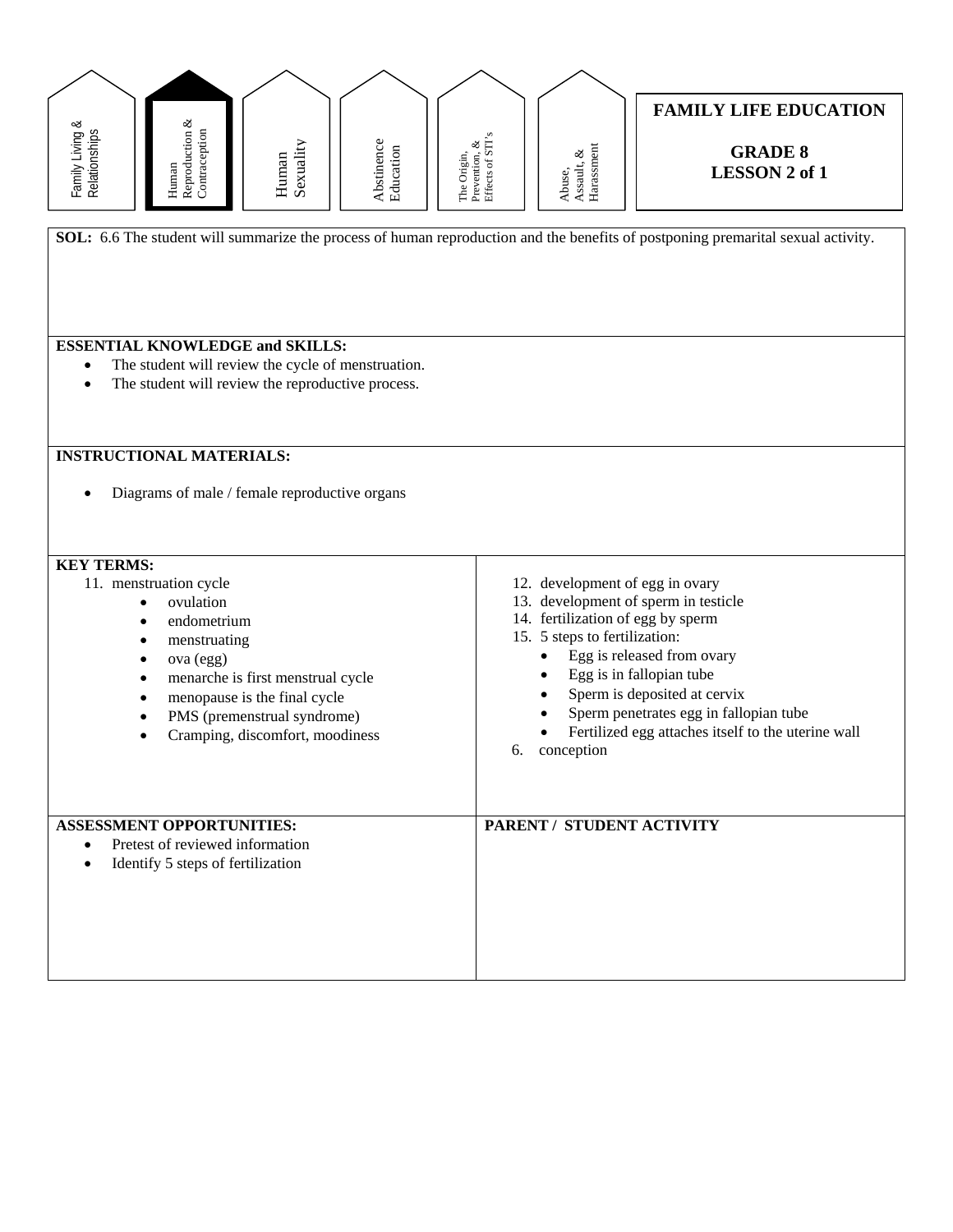Family Living & Relationships | **Human Reproduction & Contraception** | Human Sexuality | Abstinence Education | The Origin, Prevention, & Effects of STI's | Abuse, Assault, & Harassment

**FAMILY LIFE EDUCATION**

**GRADE 8**
**LESSON 2 of 1**

**SOL:** 6.6 The student will summarize the process of human reproduction and the benefits of postponing premarital sexual activity.

**ESSENTIAL KNOWLEDGE and SKILLS:**

- The student will review the cycle of menstruation.
- The student will review the reproductive process.

**INSTRUCTIONAL MATERIALS:**

- Diagrams of male / female reproductive organs

**KEY TERMS:**

11. menstruation cycle
    - ovulation
    - endometrium
    - menstruating
    - ova (egg)
    - menarche is first menstrual cycle
    - menopause is the final cycle
    - PMS (premenstrual syndrome)
    - Cramping, discomfort, moodiness

12. development of egg in ovary
13. development of sperm in testicle
14. fertilization of egg by sperm
15. 5 steps to fertilization:
    - Egg is released from ovary
    - Egg is in fallopian tube
    - Sperm is deposited at cervix
    - Sperm penetrates egg in fallopian tube
    - Fertilized egg attaches itself to the uterine wall

6. conception

**ASSESSMENT OPPORTUNITIES:**

- Pretest of reviewed information
- Identify 5 steps of fertilization

**PARENT / STUDENT ACTIVITY**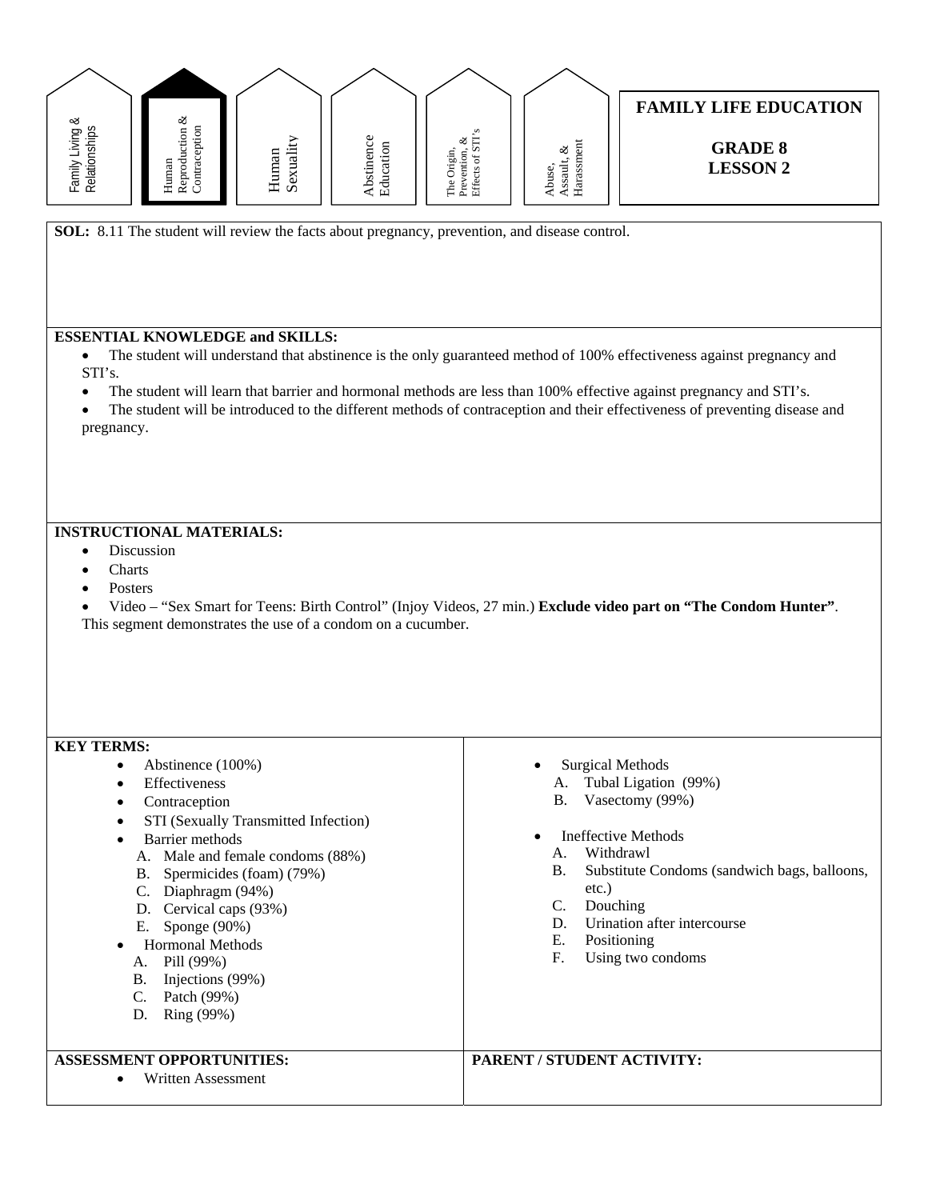Family Living & Relationships | **Human Reproduction & Contraception** | Human Sexuality | Abstinence Education | The Origin, Prevention, & Effects of STI's | Abuse, Assault, & Harassment

# FAMILY LIFE EDUCATION

## GRADE 8
## LESSON 2

**SOL:** 8.11 The student will review the facts about pregnancy, prevention, and disease control.

**ESSENTIAL KNOWLEDGE and SKILLS:**

- The student will understand that abstinence is the only guaranteed method of 100% effectiveness against pregnancy and STI's.
- The student will learn that barrier and hormonal methods are less than 100% effective against pregnancy and STI's.
- The student will be introduced to the different methods of contraception and their effectiveness of preventing disease and pregnancy.

**INSTRUCTIONAL MATERIALS:**

- Discussion
- Charts
- Posters
- Video – "Sex Smart for Teens: Birth Control" (Injoy Videos, 27 min.) **Exclude video part on "The Condom Hunter"**. This segment demonstrates the use of a condom on a cucumber.

**KEY TERMS:**

- Abstinence (100%)
- Effectiveness
- Contraception
- STI (Sexually Transmitted Infection)
- Barrier methods
  - A. Male and female condoms (88%)
  - B. Spermicides (foam) (79%)
  - C. Diaphragm (94%)
  - D. Cervical caps (93%)
  - E. Sponge (90%)
- Hormonal Methods
  - A. Pill (99%)
  - B. Injections (99%)
  - C. Patch (99%)
  - D. Ring (99%)
- Surgical Methods
  - A. Tubal Ligation (99%)
  - B. Vasectomy (99%)
- Ineffective Methods
  - A. Withdrawl
  - B. Substitute Condoms (sandwich bags, balloons, etc.)
  - C. Douching
  - D. Urination after intercourse
  - E. Positioning
  - F. Using two condoms

**ASSESSMENT OPPORTUNITIES:**

- Written Assessment

**PARENT / STUDENT ACTIVITY:**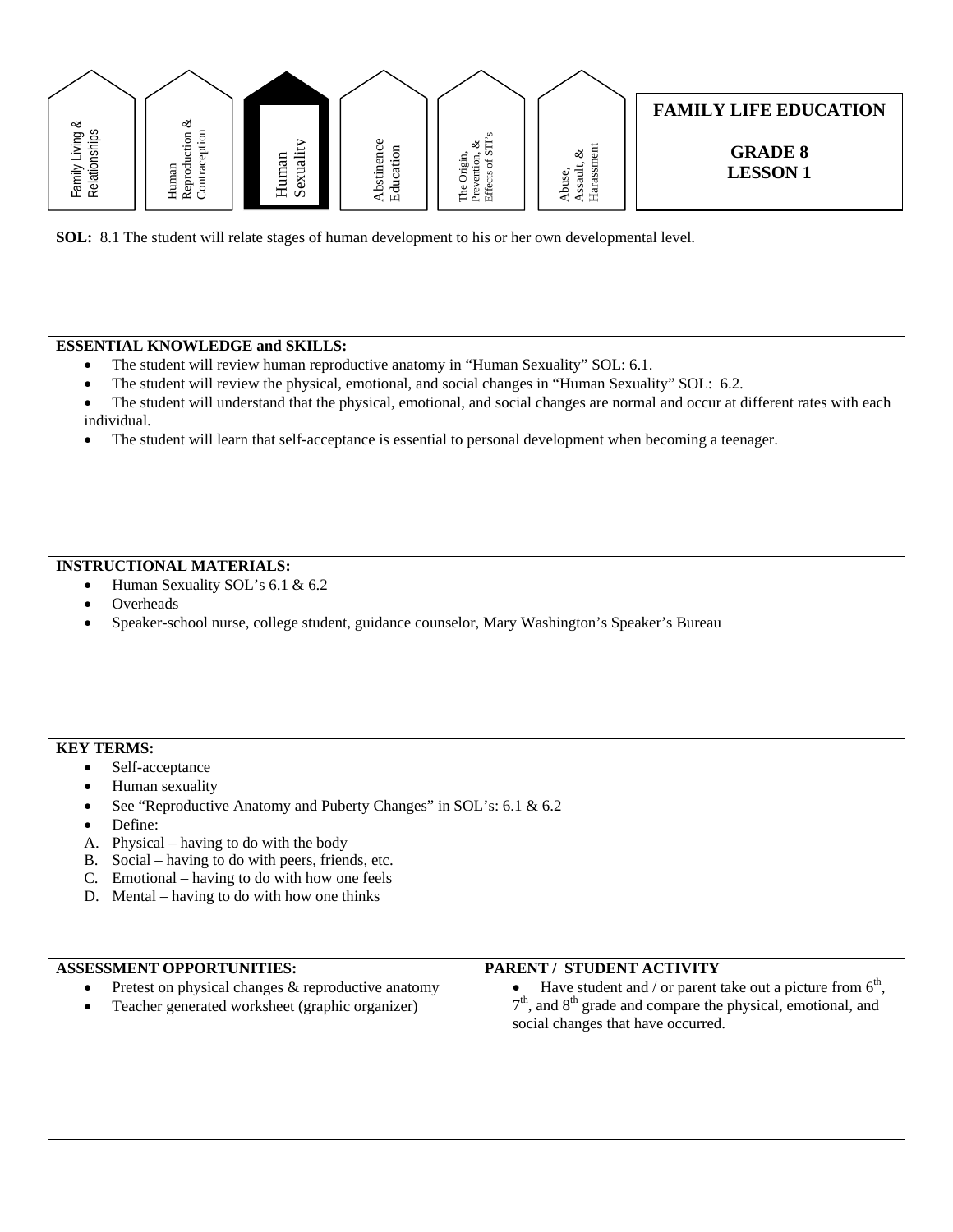Family Living & Relationships | Human Reproduction & Contraception | **Human Sexuality** | Abstinence Education | The Origin, Prevention, & Effects of STI's | Abuse, Assault, & Harassment

**FAMILY LIFE EDUCATION**

**GRADE 8**
**LESSON 1**

**SOL:** 8.1 The student will relate stages of human development to his or her own developmental level.

**ESSENTIAL KNOWLEDGE and SKILLS:**

- The student will review human reproductive anatomy in "Human Sexuality" SOL: 6.1.
- The student will review the physical, emotional, and social changes in "Human Sexuality" SOL: 6.2.
- The student will understand that the physical, emotional, and social changes are normal and occur at different rates with each individual.
- The student will learn that self-acceptance is essential to personal development when becoming a teenager.

**INSTRUCTIONAL MATERIALS:**

- Human Sexuality SOL's 6.1 & 6.2
- Overheads
- Speaker-school nurse, college student, guidance counselor, Mary Washington's Speaker's Bureau

**KEY TERMS:**

- Self-acceptance
- Human sexuality
- See "Reproductive Anatomy and Puberty Changes" in SOL's: 6.1 & 6.2
- Define:

A. Physical – having to do with the body
B. Social – having to do with peers, friends, etc.
C. Emotional – having to do with how one feels
D. Mental – having to do with how one thinks

**ASSESSMENT OPPORTUNITIES:**

- Pretest on physical changes & reproductive anatomy
- Teacher generated worksheet (graphic organizer)

**PARENT / STUDENT ACTIVITY**

- Have student and / or parent take out a picture from 6th, 7th, and 8th grade and compare the physical, emotional, and social changes that have occurred.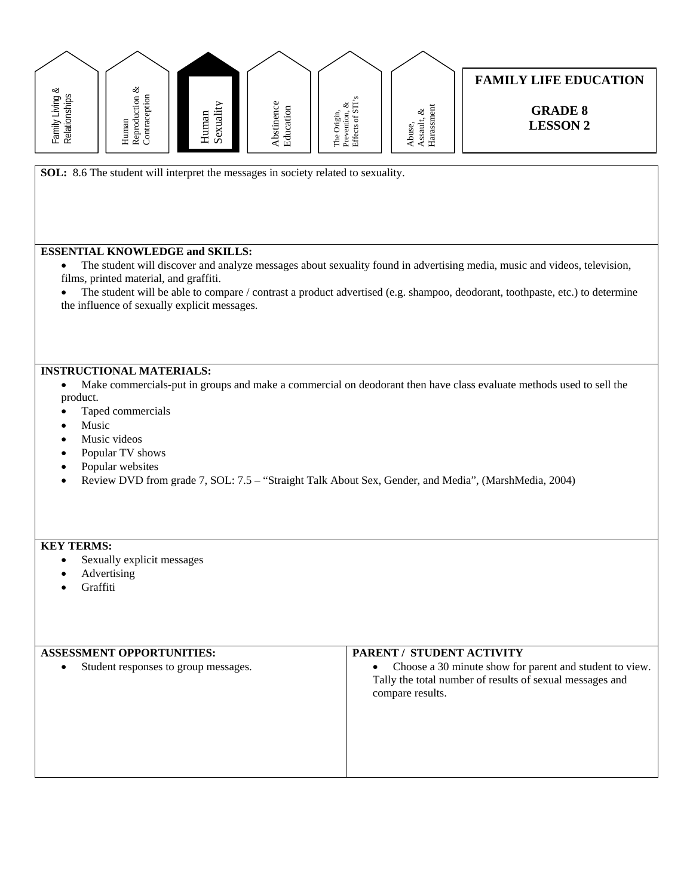Family Living & Relationships | Human Reproduction & Contraception | **Human Sexuality** | Abstinence Education | The Origin, Prevention, & Effects of STI's | Abuse, Assault, & Harassment

**FAMILY LIFE EDUCATION**

**GRADE 8**
**LESSON 2**

**SOL:** 8.6 The student will interpret the messages in society related to sexuality.

**ESSENTIAL KNOWLEDGE and SKILLS:**

- The student will discover and analyze messages about sexuality found in advertising media, music and videos, television, films, printed material, and graffiti.
- The student will be able to compare / contrast a product advertised (e.g. shampoo, deodorant, toothpaste, etc.) to determine the influence of sexually explicit messages.

**INSTRUCTIONAL MATERIALS:**

- Make commercials-put in groups and make a commercial on deodorant then have class evaluate methods used to sell the product.
- Taped commercials
- Music
- Music videos
- Popular TV shows
- Popular websites
- Review DVD from grade 7, SOL: 7.5 – "Straight Talk About Sex, Gender, and Media", (MarshMedia, 2004)

**KEY TERMS:**

- Sexually explicit messages
- Advertising
- Graffiti

**ASSESSMENT OPPORTUNITIES:**

- Student responses to group messages.

**PARENT / STUDENT ACTIVITY**

- Choose a 30 minute show for parent and student to view. Tally the total number of results of sexual messages and compare results.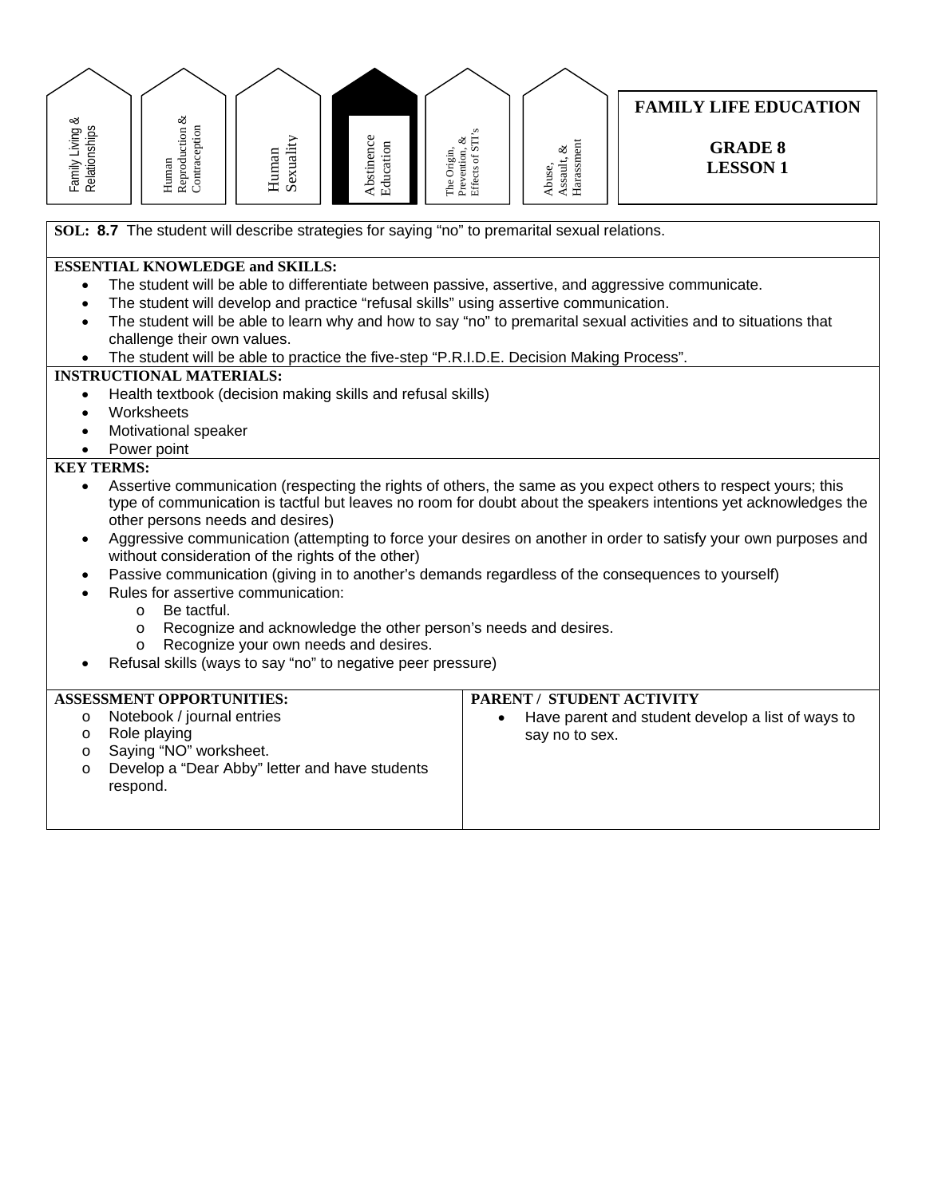Family Living & Relationships | Human Reproduction & Contraception | Human Sexuality | Abstinence Education | The Origin, Prevention, & Effects of STI's | Abuse, Assault, & Harassment

**FAMILY LIFE EDUCATION**

**GRADE 8**
**LESSON 1**

**SOL: 8.7** The student will describe strategies for saying "no" to premarital sexual relations.

**ESSENTIAL KNOWLEDGE and SKILLS:**

- The student will be able to differentiate between passive, assertive, and aggressive communicate.
- The student will develop and practice "refusal skills" using assertive communication.
- The student will be able to learn why and how to say "no" to premarital sexual activities and to situations that challenge their own values.
- The student will be able to practice the five-step "P.R.I.D.E. Decision Making Process".

**INSTRUCTIONAL MATERIALS:**

- Health textbook (decision making skills and refusal skills)
- Worksheets
- Motivational speaker
- Power point

**KEY TERMS:**

- Assertive communication (respecting the rights of others, the same as you expect others to respect yours; this type of communication is tactful but leaves no room for doubt about the speakers intentions yet acknowledges the other persons needs and desires)
- Aggressive communication (attempting to force your desires on another in order to satisfy your own purposes and without consideration of the rights of the other)
- Passive communication (giving in to another's demands regardless of the consequences to yourself)
- Rules for assertive communication:
  - Be tactful.
  - Recognize and acknowledge the other person's needs and desires.
  - Recognize your own needs and desires.
- Refusal skills (ways to say "no" to negative peer pressure)

**ASSESSMENT OPPORTUNITIES:**

- Notebook / journal entries
- Role playing
- Saying "NO" worksheet.
- Develop a "Dear Abby" letter and have students respond.

**PARENT / STUDENT ACTIVITY**

- Have parent and student develop a list of ways to say no to sex.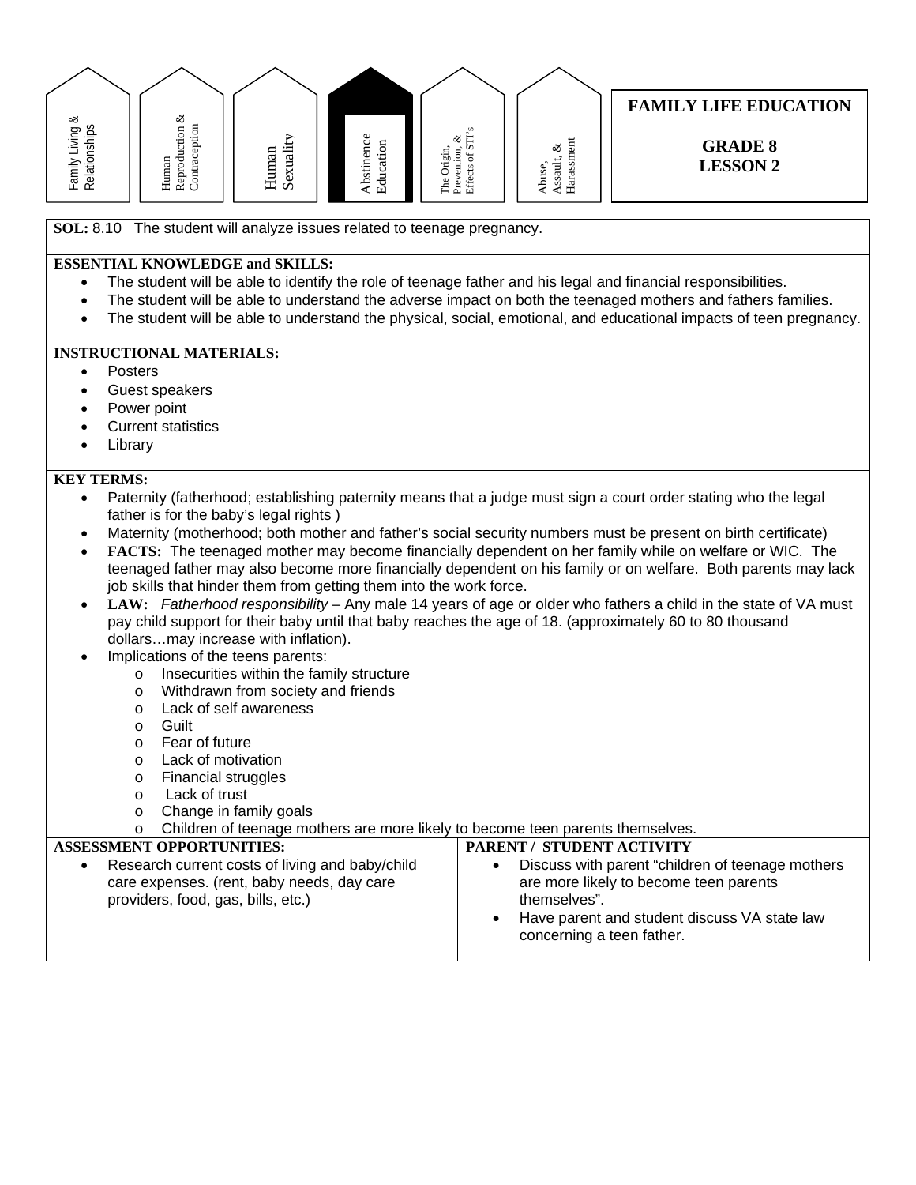Family Living & Relationships | Human Reproduction & Contraception | Human Sexuality | **Abstinence Education** | The Origin, Prevention, & Effects of STI's | Abuse, Assault, & Harassment

# FAMILY LIFE EDUCATION

## GRADE 8
## LESSON 2

**SOL:** 8.10 The student will analyze issues related to teenage pregnancy.

**ESSENTIAL KNOWLEDGE and SKILLS:**

- The student will be able to identify the role of teenage father and his legal and financial responsibilities.
- The student will be able to understand the adverse impact on both the teenaged mothers and fathers families.
- The student will be able to understand the physical, social, emotional, and educational impacts of teen pregnancy.

**INSTRUCTIONAL MATERIALS:**

- Posters
- Guest speakers
- Power point
- Current statistics
- Library

**KEY TERMS:**

- Paternity (fatherhood; establishing paternity means that a judge must sign a court order stating who the legal father is for the baby's legal rights )
- Maternity (motherhood; both mother and father's social security numbers must be present on birth certificate)
- **FACTS:** The teenaged mother may become financially dependent on her family while on welfare or WIC. The teenaged father may also become more financially dependent on his family or on welfare. Both parents may lack job skills that hinder them from getting them into the work force.
- **LAW:** *Fatherhood responsibility* – Any male 14 years of age or older who fathers a child in the state of VA must pay child support for their baby until that baby reaches the age of 18. (approximately 60 to 80 thousand dollars…may increase with inflation).
- Implications of the teens parents:
  - Insecurities within the family structure
  - Withdrawn from society and friends
  - Lack of self awareness
  - Guilt
  - Fear of future
  - Lack of motivation
  - Financial struggles
  - Lack of trust
  - Change in family goals
  - Children of teenage mothers are more likely to become teen parents themselves.

**ASSESSMENT OPPORTUNITIES:**

- Research current costs of living and baby/child care expenses. (rent, baby needs, day care providers, food, gas, bills, etc.)

**PARENT / STUDENT ACTIVITY**

- Discuss with parent "children of teenage mothers are more likely to become teen parents themselves".
- Have parent and student discuss VA state law concerning a teen father.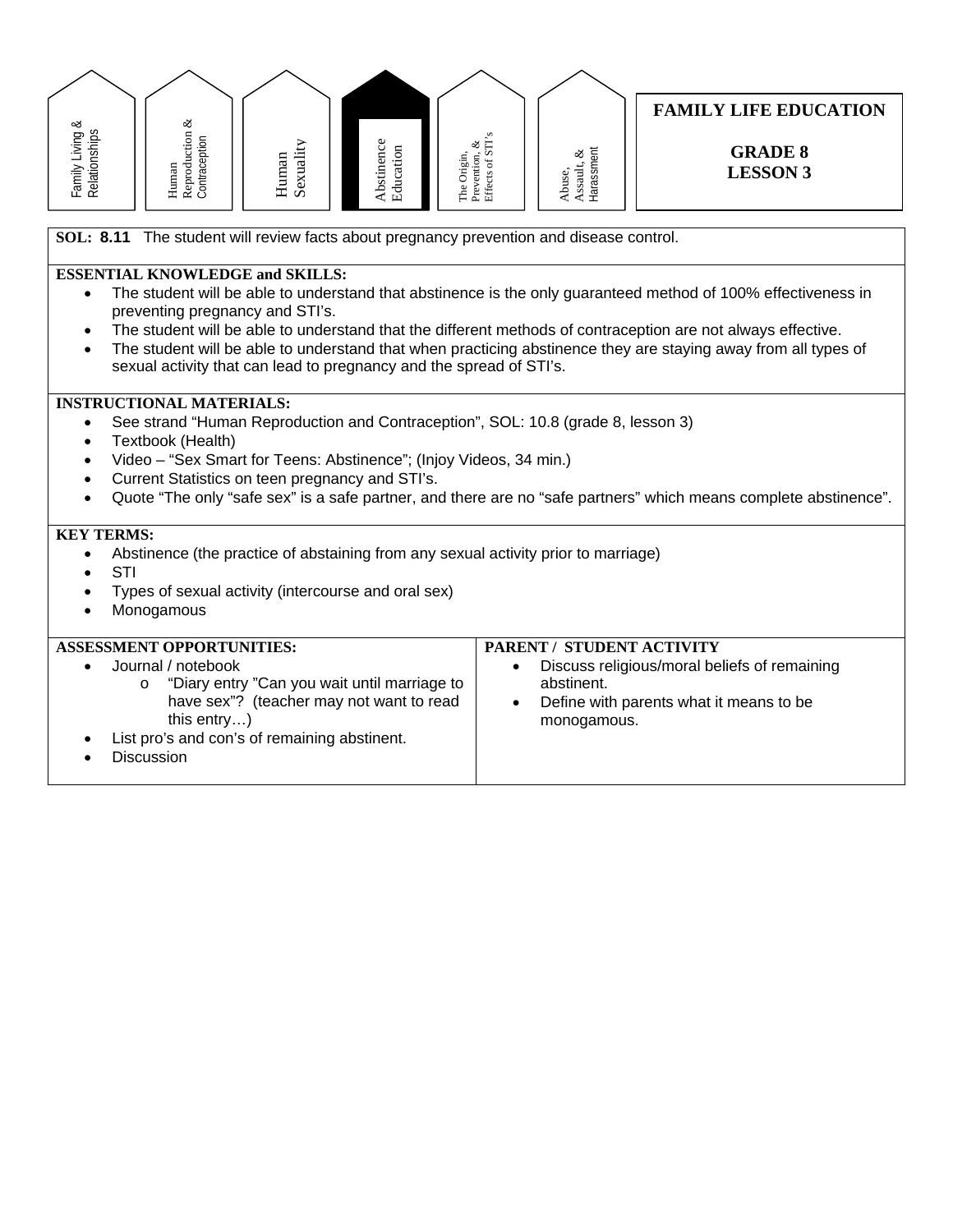Family Living & Relationships | Human Reproduction & Contraception | Human Sexuality | **Abstinence Education** | The Origin, Prevention, & Effects of STI's | Abuse, Assault, & Harassment

# FAMILY LIFE EDUCATION

## GRADE 8
## LESSON 3

**SOL: 8.11** The student will review facts about pregnancy prevention and disease control.

**ESSENTIAL KNOWLEDGE and SKILLS:**

- The student will be able to understand that abstinence is the only guaranteed method of 100% effectiveness in preventing pregnancy and STI's.
- The student will be able to understand that the different methods of contraception are not always effective.
- The student will be able to understand that when practicing abstinence they are staying away from all types of sexual activity that can lead to pregnancy and the spread of STI's.

**INSTRUCTIONAL MATERIALS:**

- See strand "Human Reproduction and Contraception", SOL: 10.8 (grade 8, lesson 3)
- Textbook (Health)
- Video – "Sex Smart for Teens: Abstinence"; (Injoy Videos, 34 min.)
- Current Statistics on teen pregnancy and STI's.
- Quote "The only "safe sex" is a safe partner, and there are no "safe partners" which means complete abstinence".

**KEY TERMS:**

- Abstinence (the practice of abstaining from any sexual activity prior to marriage)
- STI
- Types of sexual activity (intercourse and oral sex)
- Monogamous

**ASSESSMENT OPPORTUNITIES:**

- Journal / notebook
  - "Diary entry "Can you wait until marriage to have sex"? (teacher may not want to read this entry…)
- List pro's and con's of remaining abstinent.
- Discussion

**PARENT / STUDENT ACTIVITY**

- Discuss religious/moral beliefs of remaining abstinent.
- Define with parents what it means to be monogamous.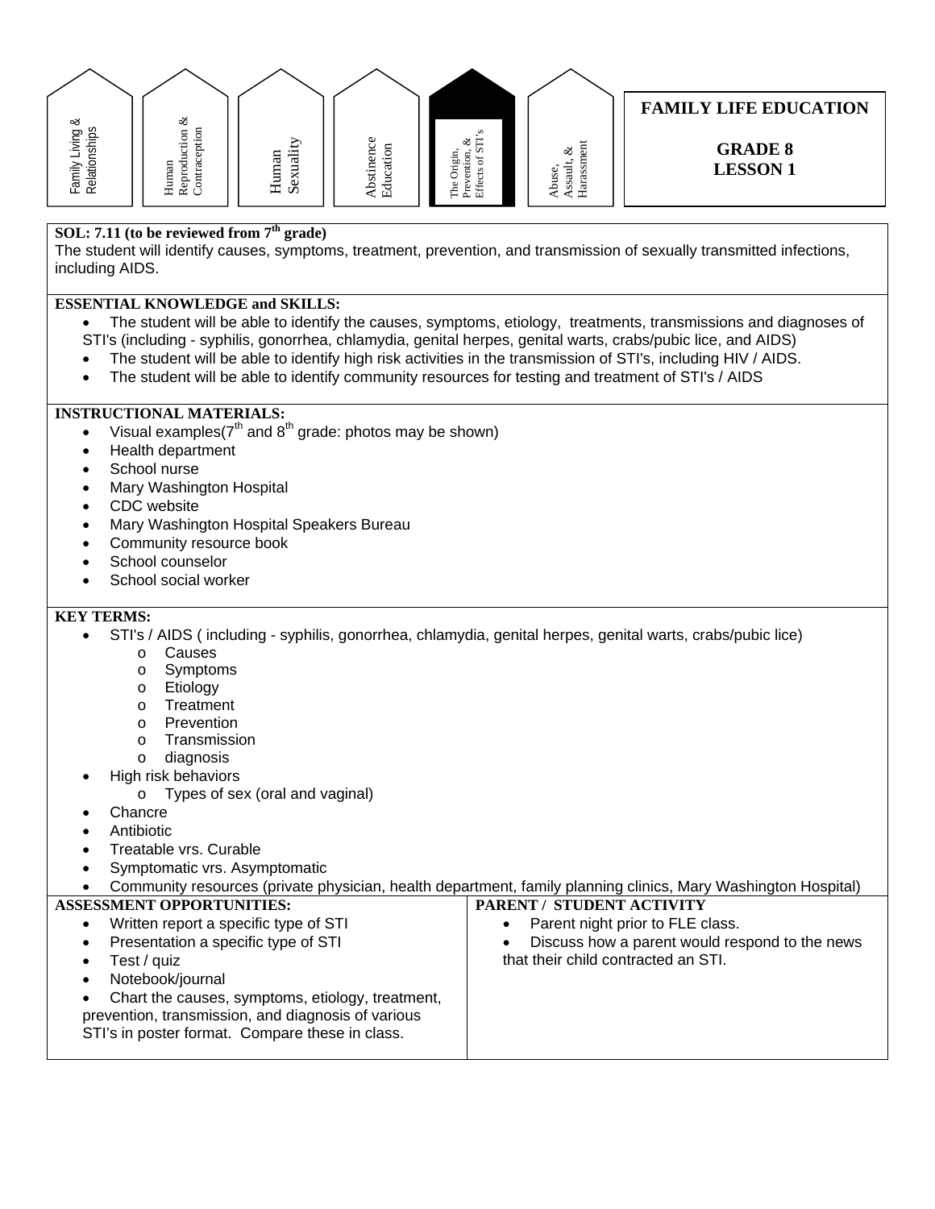Family Living & Relationships | Human Reproduction & Contraception | Human Sexuality | Abstinence Education | The Origin, Prevention, & Effects of STI's | Abuse, Assault, & Harassment

# FAMILY LIFE EDUCATION

## GRADE 8
## LESSON 1

**SOL: 7.11 (to be reviewed from 7th grade)**
The student will identify causes, symptoms, treatment, prevention, and transmission of sexually transmitted infections, including AIDS.

**ESSENTIAL KNOWLEDGE and SKILLS:**

- The student will be able to identify the causes, symptoms, etiology, treatments, transmissions and diagnoses of STI's (including - syphilis, gonorrhea, chlamydia, genital herpes, genital warts, crabs/pubic lice, and AIDS)
- The student will be able to identify high risk activities in the transmission of STI's, including HIV / AIDS.
- The student will be able to identify community resources for testing and treatment of STI's / AIDS

**INSTRUCTIONAL MATERIALS:**

- Visual examples(7th and 8th grade: photos may be shown)
- Health department
- School nurse
- Mary Washington Hospital
- CDC website
- Mary Washington Hospital Speakers Bureau
- Community resource book
- School counselor
- School social worker

**KEY TERMS:**

- STI's / AIDS ( including - syphilis, gonorrhea, chlamydia, genital herpes, genital warts, crabs/pubic lice)
  - Causes
  - Symptoms
  - Etiology
  - Treatment
  - Prevention
  - Transmission
  - diagnosis
- High risk behaviors
  - Types of sex (oral and vaginal)
- Chancre
- Antibiotic
- Treatable vrs. Curable
- Symptomatic vrs. Asymptomatic
- Community resources (private physician, health department, family planning clinics, Mary Washington Hospital)

**ASSESSMENT OPPORTUNITIES:**

- Written report a specific type of STI
- Presentation a specific type of STI
- Test / quiz
- Notebook/journal
- Chart the causes, symptoms, etiology, treatment, prevention, transmission, and diagnosis of various STI's in poster format. Compare these in class.

**PARENT / STUDENT ACTIVITY**

- Parent night prior to FLE class.
- Discuss how a parent would respond to the news that their child contracted an STI.